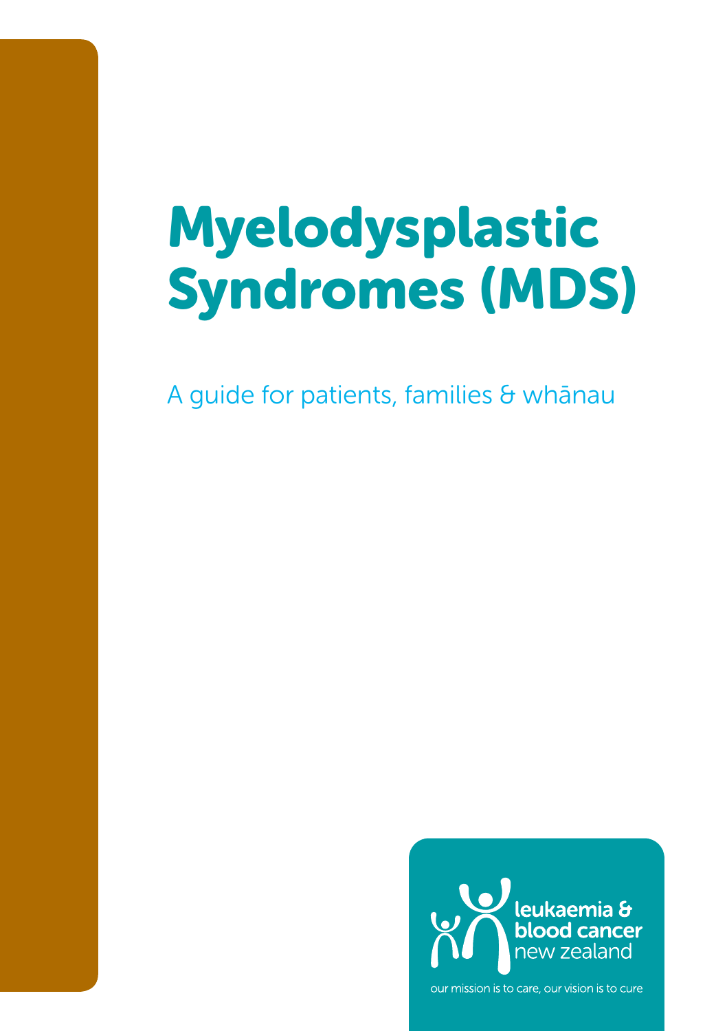# Myelodysplastic Syndromes (MDS)

A guide for patients, families & whānau

leukaemia & blood cancer new zealand

our mission is to care, our vision is to cure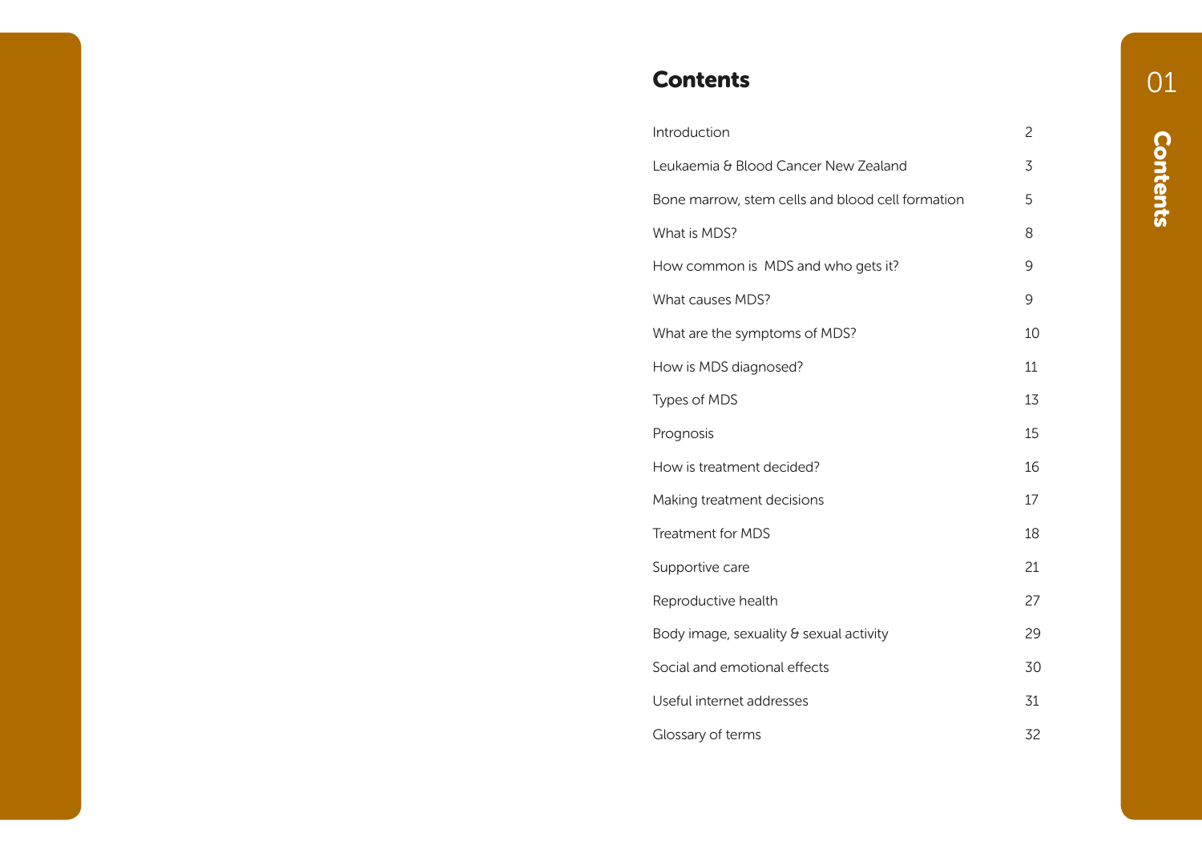# Contents

| | |
|---|---|
| Introduction | 2 |
| Leukaemia & Blood Cancer New Zealand | 3 |
| Bone marrow, stem cells and blood cell formation | 5 |
| What is MDS? | 8 |
| How common is MDS and who gets it? | 9 |
| What causes MDS? | 9 |
| What are the symptoms of MDS? | 10 |
| How is MDS diagnosed? | 11 |
| Types of MDS | 13 |
| Prognosis | 15 |
| How is treatment decided? | 16 |
| Making treatment decisions | 17 |
| Treatment for MDS | 18 |
| Supportive care | 21 |
| Reproductive health | 27 |
| Body image, sexuality & sexual activity | 29 |
| Social and emotional effects | 30 |
| Useful internet addresses | 31 |
| Glossary of terms | 32 |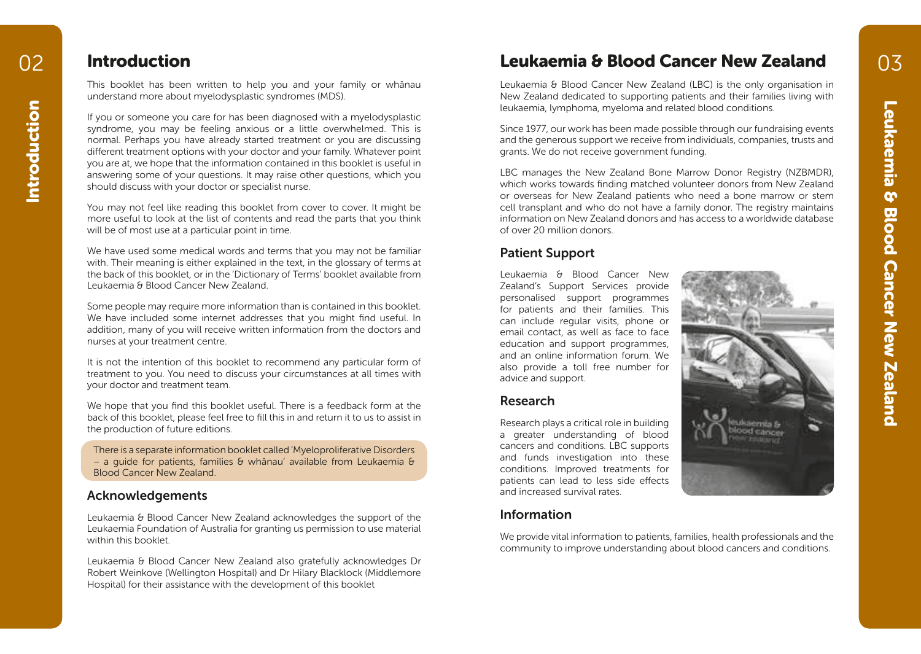## Introduction

This booklet has been written to help you and your family or whānau understand more about myelodysplastic syndromes (MDS).

If you or someone you care for has been diagnosed with a myelodysplastic syndrome, you may be feeling anxious or a little overwhelmed. This is normal. Perhaps you have already started treatment or you are discussing different treatment options with your doctor and your family. Whatever point you are at, we hope that the information contained in this booklet is useful in answering some of your questions. It may raise other questions, which you should discuss with your doctor or specialist nurse.

You may not feel like reading this booklet from cover to cover. It might be more useful to look at the list of contents and read the parts that you think will be of most use at a particular point in time.

We have used some medical words and terms that you may not be familiar with. Their meaning is either explained in the text, in the glossary of terms at the back of this booklet, or in the 'Dictionary of Terms' booklet available from Leukaemia & Blood Cancer New Zealand.

Some people may require more information than is contained in this booklet. We have included some internet addresses that you might find useful. In addition, many of you will receive written information from the doctors and nurses at your treatment centre.

It is not the intention of this booklet to recommend any particular form of treatment to you. You need to discuss your circumstances at all times with your doctor and treatment team.

We hope that you find this booklet useful. There is a feedback form at the back of this booklet, please feel free to fill this in and return it to us to assist in the production of future editions.

There is a separate information booklet called 'Myeloproliferative Disorders – a guide for patients, families & whānau' available from Leukaemia & Blood Cancer New Zealand.

### Acknowledgements

Leukaemia & Blood Cancer New Zealand acknowledges the support of the Leukaemia Foundation of Australia for granting us permission to use material within this booklet.

Leukaemia & Blood Cancer New Zealand also gratefully acknowledges Dr Robert Weinkove (Wellington Hospital) and Dr Hilary Blacklock (Middlemore Hospital) for their assistance with the development of this booklet

## Leukaemia & Blood Cancer New Zealand

Leukaemia & Blood Cancer New Zealand (LBC) is the only organisation in New Zealand dedicated to supporting patients and their families living with leukaemia, lymphoma, myeloma and related blood conditions.

Since 1977, our work has been made possible through our fundraising events and the generous support we receive from individuals, companies, trusts and grants. We do not receive government funding.

LBC manages the New Zealand Bone Marrow Donor Registry (NZBMDR), which works towards finding matched volunteer donors from New Zealand or overseas for New Zealand patients who need a bone marrow or stem cell transplant and who do not have a family donor. The registry maintains information on New Zealand donors and has access to a worldwide database of over 20 million donors.

### Patient Support

Leukaemia & Blood Cancer New Zealand's Support Services provide personalised support programmes for patients and their families. This can include regular visits, phone or email contact, as well as face to face education and support programmes, and an online information forum. We also provide a toll free number for advice and support.

### Research

Research plays a critical role in building a greater understanding of blood cancers and conditions. LBC supports and funds investigation into these conditions. Improved treatments for patients can lead to less side effects and increased survival rates.

### Information

We provide vital information to patients, families, health professionals and the community to improve understanding about blood cancers and conditions.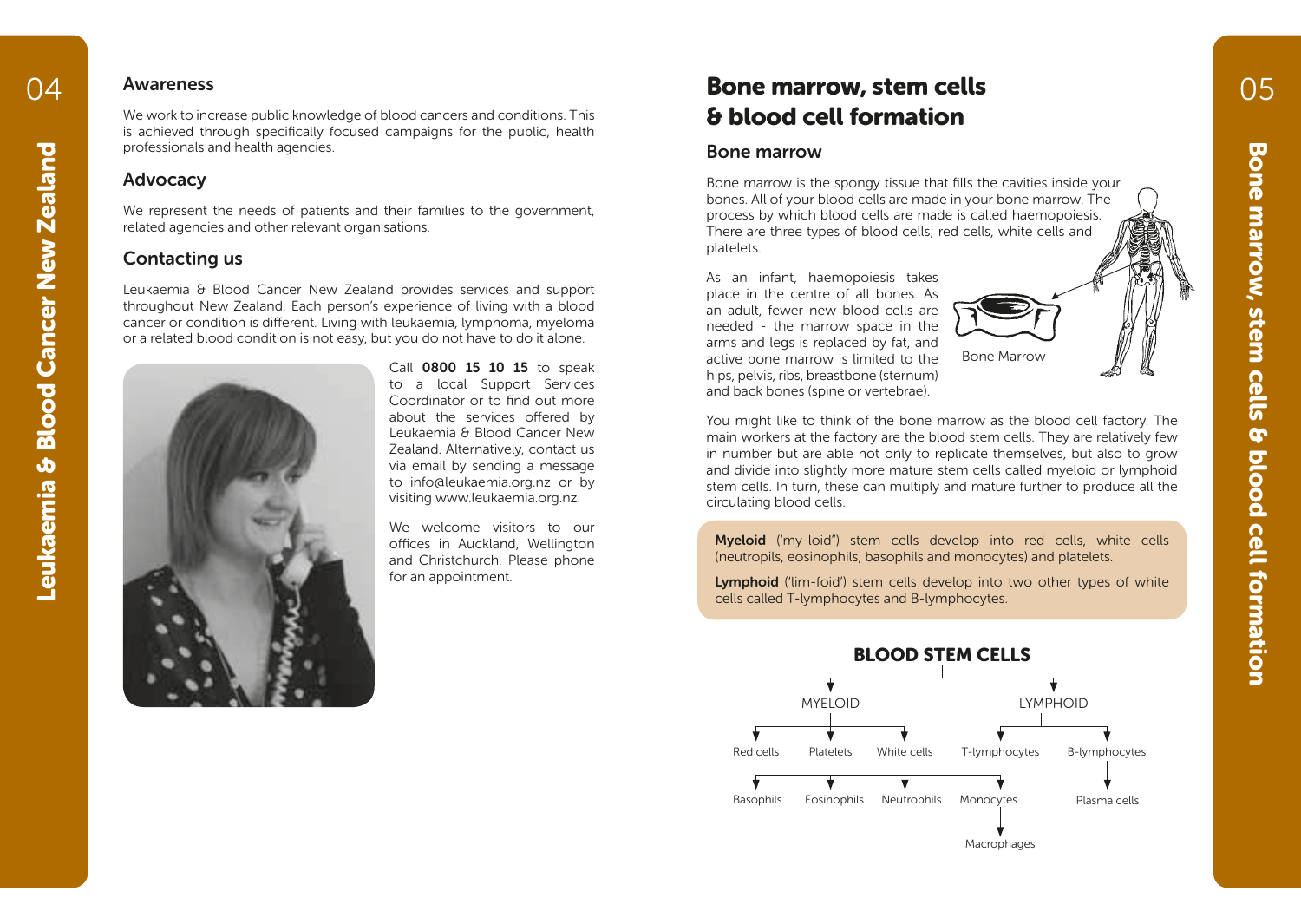## Awareness

We work to increase public knowledge of blood cancers and conditions. This is achieved through specifically focused campaigns for the public, health professionals and health agencies.

## Advocacy

We represent the needs of patients and their families to the government, related agencies and other relevant organisations.

## Contacting us

Leukaemia & Blood Cancer New Zealand provides services and support throughout New Zealand. Each person's experience of living with a blood cancer or condition is different. Living with leukaemia, lymphoma, myeloma or a related blood condition is not easy, but you do not have to do it alone.

Call **0800 15 10 15** to speak to a local Support Services Coordinator or to find out more about the services offered by Leukaemia & Blood Cancer New Zealand. Alternatively, contact us via email by sending a message to info@leukaemia.org.nz or by visiting www.leukaemia.org.nz.

We welcome visitors to our offices in Auckland, Wellington and Christchurch. Please phone for an appointment.

# Bone marrow, stem cells & blood cell formation

## Bone marrow

Bone marrow is the spongy tissue that fills the cavities inside your bones. All of your blood cells are made in your bone marrow. The process by which blood cells are made is called haemopoiesis. There are three types of blood cells; red cells, white cells and platelets.

As an infant, haemopoiesis takes place in the centre of all bones. As an adult, fewer new blood cells are needed - the marrow space in the arms and legs is replaced by fat, and active bone marrow is limited to the hips, pelvis, ribs, breastbone (sternum) and back bones (spine or vertebrae).

Bone Marrow

You might like to think of the bone marrow as the blood cell factory. The main workers at the factory are the blood stem cells. They are relatively few in number but are able not only to replicate themselves, but also to grow and divide into slightly more mature stem cells called myeloid or lymphoid stem cells. In turn, these can multiply and mature further to produce all the circulating blood cells.

**Myeloid** ('my-loid") stem cells develop into red cells, white cells (neutropils, eosinophils, basophils and monocytes) and platelets.

**Lymphoid** ('lim-foid') stem cells develop into two other types of white cells called T-lymphocytes and B-lymphocytes.

**BLOOD STEM CELLS**

- MYELOID
  - Red cells
  - Platelets
  - White cells
    - Basophils
    - Eosinophils
    - Neutrophils
    - Monocytes
      - Macrophages
- LYMPHOID
  - T-lymphocytes
  - B-lymphocytes
    - Plasma cells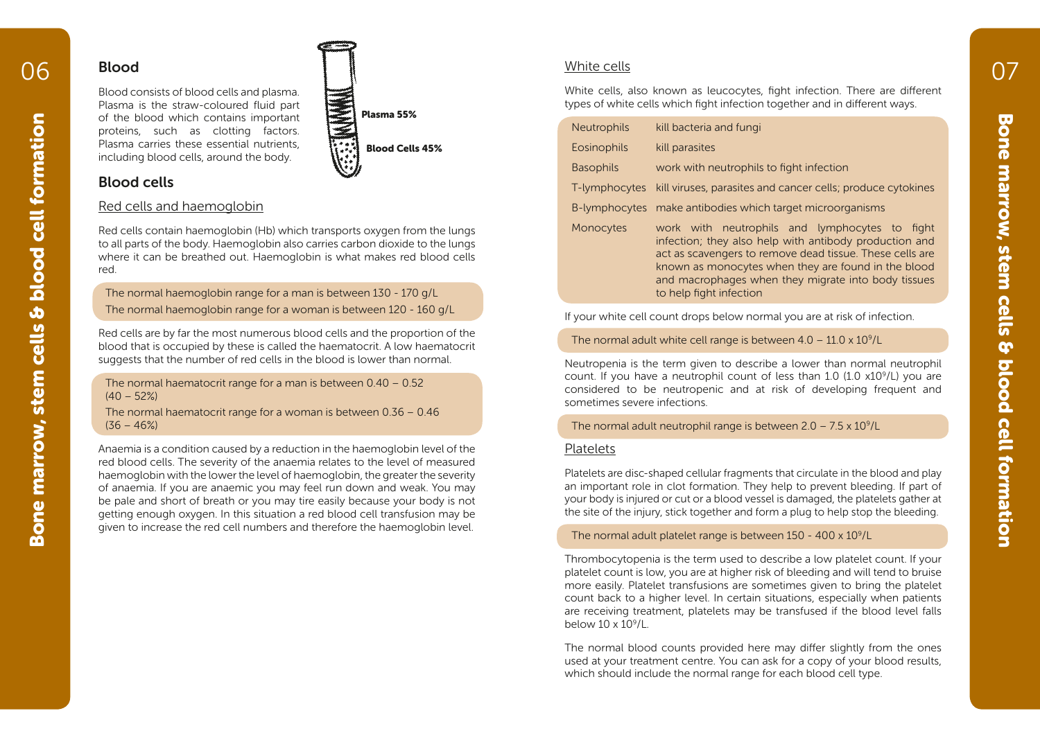## Blood

Blood consists of blood cells and plasma. Plasma is the straw-coloured fluid part of the blood which contains important proteins, such as clotting factors. Plasma carries these essential nutrients, including blood cells, around the body.

Plasma 55%

Blood Cells 45%

## Blood cells

### Red cells and haemoglobin

Red cells contain haemoglobin (Hb) which transports oxygen from the lungs to all parts of the body. Haemoglobin also carries carbon dioxide to the lungs where it can be breathed out. Haemoglobin is what makes red blood cells red.

The normal haemoglobin range for a man is between 130 - 170 g/L

The normal haemoglobin range for a woman is between 120 - 160 g/L

Red cells are by far the most numerous blood cells and the proportion of the blood that is occupied by these is called the haematocrit. A low haematocrit suggests that the number of red cells in the blood is lower than normal.

The normal haematocrit range for a man is between 0.40 – 0.52 (40 – 52%)

The normal haematocrit range for a woman is between 0.36 – 0.46 (36 – 46%)

Anaemia is a condition caused by a reduction in the haemoglobin level of the red blood cells. The severity of the anaemia relates to the level of measured haemoglobin with the lower the level of haemoglobin, the greater the severity of anaemia. If you are anaemic you may feel run down and weak. You may be pale and short of breath or you may tire easily because your body is not getting enough oxygen. In this situation a red blood cell transfusion may be given to increase the red cell numbers and therefore the haemoglobin level.

### White cells

White cells, also known as leucocytes, fight infection. There are different types of white cells which fight infection together and in different ways.

| | |
|---|---|
| Neutrophils | kill bacteria and fungi |
| Eosinophils | kill parasites |
| Basophils | work with neutrophils to fight infection |
| T-lymphocytes | kill viruses, parasites and cancer cells; produce cytokines |
| B-lymphocytes | make antibodies which target microorganisms |
| Monocytes | work with neutrophils and lymphocytes to fight infection; they also help with antibody production and act as scavengers to remove dead tissue. These cells are known as monocytes when they are found in the blood and macrophages when they migrate into body tissues to help fight infection |

If your white cell count drops below normal you are at risk of infection.

The normal adult white cell range is between 4.0 – 11.0 x $10^9$/L

Neutropenia is the term given to describe a lower than normal neutrophil count. If you have a neutrophil count of less than 1.0 (1.0 x$10^9$/L) you are considered to be neutropenic and at risk of developing frequent and sometimes severe infections.

The normal adult neutrophil range is between 2.0 – 7.5 x $10^9$/L

### Platelets

Platelets are disc-shaped cellular fragments that circulate in the blood and play an important role in clot formation. They help to prevent bleeding. If part of your body is injured or cut or a blood vessel is damaged, the platelets gather at the site of the injury, stick together and form a plug to help stop the bleeding.

The normal adult platelet range is between 150 - 400 x $10^9$/L

Thrombocytopenia is the term used to describe a low platelet count. If your platelet count is low, you are at higher risk of bleeding and will tend to bruise more easily. Platelet transfusions are sometimes given to bring the platelet count back to a higher level. In certain situations, especially when patients are receiving treatment, platelets may be transfused if the blood level falls below 10 x $10^9$/L.

The normal blood counts provided here may differ slightly from the ones used at your treatment centre. You can ask for a copy of your blood results, which should include the normal range for each blood cell type.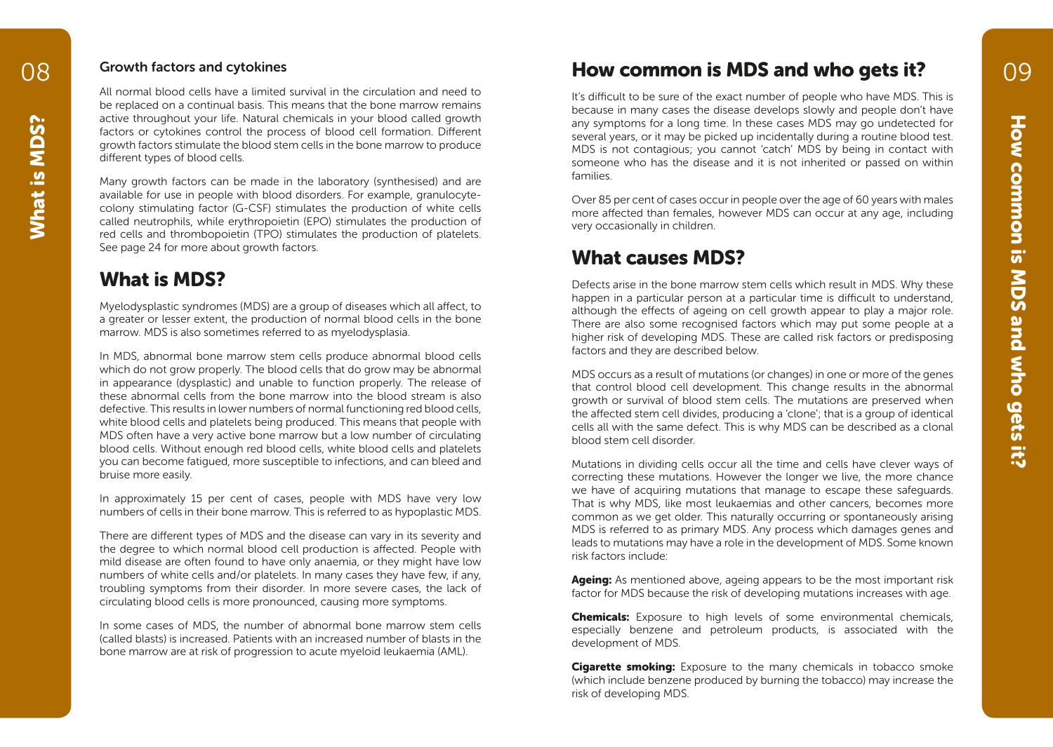### Growth factors and cytokines

All normal blood cells have a limited survival in the circulation and need to be replaced on a continual basis. This means that the bone marrow remains active throughout your life. Natural chemicals in your blood called growth factors or cytokines control the process of blood cell formation. Different growth factors stimulate the blood stem cells in the bone marrow to produce different types of blood cells.

Many growth factors can be made in the laboratory (synthesised) and are available for use in people with blood disorders. For example, granulocyte-colony stimulating factor (G-CSF) stimulates the production of white cells called neutrophils, while erythropoietin (EPO) stimulates the production of red cells and thrombopoietin (TPO) stimulates the production of platelets. See page 24 for more about growth factors.

## What is MDS?

Myelodysplastic syndromes (MDS) are a group of diseases which all affect, to a greater or lesser extent, the production of normal blood cells in the bone marrow. MDS is also sometimes referred to as myelodysplasia.

In MDS, abnormal bone marrow stem cells produce abnormal blood cells which do not grow properly. The blood cells that do grow may be abnormal in appearance (dysplastic) and unable to function properly. The release of these abnormal cells from the bone marrow into the blood stream is also defective. This results in lower numbers of normal functioning red blood cells, white blood cells and platelets being produced. This means that people with MDS often have a very active bone marrow but a low number of circulating blood cells. Without enough red blood cells, white blood cells and platelets you can become fatigued, more susceptible to infections, and can bleed and bruise more easily.

In approximately 15 per cent of cases, people with MDS have very low numbers of cells in their bone marrow. This is referred to as hypoplastic MDS.

There are different types of MDS and the disease can vary in its severity and the degree to which normal blood cell production is affected. People with mild disease are often found to have only anaemia, or they might have low numbers of white cells and/or platelets. In many cases they have few, if any, troubling symptoms from their disorder. In more severe cases, the lack of circulating blood cells is more pronounced, causing more symptoms.

In some cases of MDS, the number of abnormal bone marrow stem cells (called blasts) is increased. Patients with an increased number of blasts in the bone marrow are at risk of progression to acute myeloid leukaemia (AML).

## How common is MDS and who gets it?

It's difficult to be sure of the exact number of people who have MDS. This is because in many cases the disease develops slowly and people don't have any symptoms for a long time. In these cases MDS may go undetected for several years, or it may be picked up incidentally during a routine blood test. MDS is not contagious; you cannot 'catch' MDS by being in contact with someone who has the disease and it is not inherited or passed on within families.

Over 85 per cent of cases occur in people over the age of 60 years with males more affected than females, however MDS can occur at any age, including very occasionally in children.

## What causes MDS?

Defects arise in the bone marrow stem cells which result in MDS. Why these happen in a particular person at a particular time is difficult to understand, although the effects of ageing on cell growth appear to play a major role. There are also some recognised factors which may put some people at a higher risk of developing MDS. These are called risk factors or predisposing factors and they are described below.

MDS occurs as a result of mutations (or changes) in one or more of the genes that control blood cell development. This change results in the abnormal growth or survival of blood stem cells. The mutations are preserved when the affected stem cell divides, producing a 'clone'; that is a group of identical cells all with the same defect. This is why MDS can be described as a clonal blood stem cell disorder.

Mutations in dividing cells occur all the time and cells have clever ways of correcting these mutations. However the longer we live, the more chance we have of acquiring mutations that manage to escape these safeguards. That is why MDS, like most leukaemias and other cancers, becomes more common as we get older. This naturally occurring or spontaneously arising MDS is referred to as primary MDS. Any process which damages genes and leads to mutations may have a role in the development of MDS. Some known risk factors include:

**Ageing:** As mentioned above, ageing appears to be the most important risk factor for MDS because the risk of developing mutations increases with age.

**Chemicals:** Exposure to high levels of some environmental chemicals, especially benzene and petroleum products, is associated with the development of MDS.

**Cigarette smoking:** Exposure to the many chemicals in tobacco smoke (which include benzene produced by burning the tobacco) may increase the risk of developing MDS.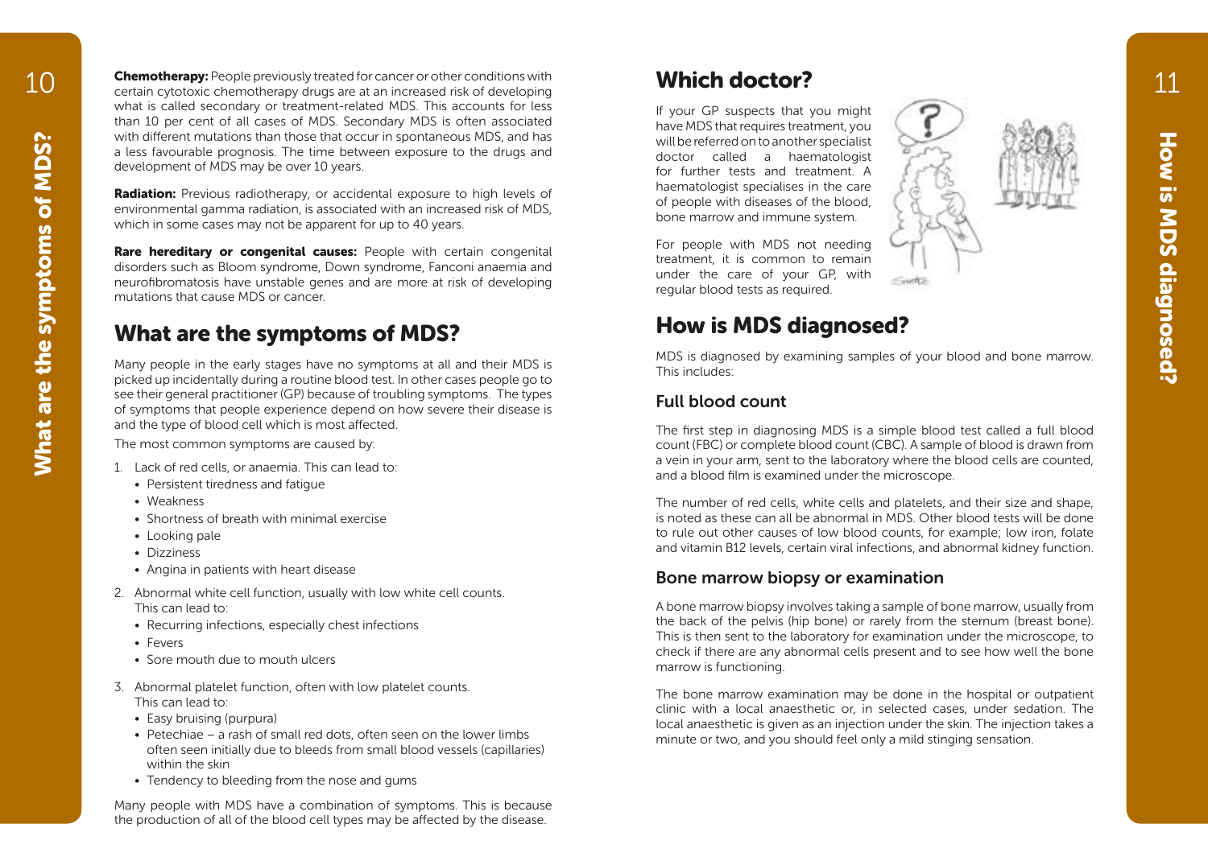**Chemotherapy:** People previously treated for cancer or other conditions with certain cytotoxic chemotherapy drugs are at an increased risk of developing what is called secondary or treatment-related MDS. This accounts for less than 10 per cent of all cases of MDS. Secondary MDS is often associated with different mutations than those that occur in spontaneous MDS, and has a less favourable prognosis. The time between exposure to the drugs and development of MDS may be over 10 years.

**Radiation:** Previous radiotherapy, or accidental exposure to high levels of environmental gamma radiation, is associated with an increased risk of MDS, which in some cases may not be apparent for up to 40 years.

**Rare hereditary or congenital causes:** People with certain congenital disorders such as Bloom syndrome, Down syndrome, Fanconi anaemia and neurofibromatosis have unstable genes and are more at risk of developing mutations that cause MDS or cancer.

## What are the symptoms of MDS?

Many people in the early stages have no symptoms at all and their MDS is picked up incidentally during a routine blood test. In other cases people go to see their general practitioner (GP) because of troubling symptoms. The types of symptoms that people experience depend on how severe their disease is and the type of blood cell which is most affected.

The most common symptoms are caused by:

1. Lack of red cells, or anaemia. This can lead to:
   - Persistent tiredness and fatigue
   - Weakness
   - Shortness of breath with minimal exercise
   - Looking pale
   - Dizziness
   - Angina in patients with heart disease
2. Abnormal white cell function, usually with low white cell counts. This can lead to:
   - Recurring infections, especially chest infections
   - Fevers
   - Sore mouth due to mouth ulcers
3. Abnormal platelet function, often with low platelet counts. This can lead to:
   - Easy bruising (purpura)
   - Petechiae – a rash of small red dots, often seen on the lower limbs often seen initially due to bleeds from small blood vessels (capillaries) within the skin
   - Tendency to bleeding from the nose and gums

Many people with MDS have a combination of symptoms. This is because the production of all of the blood cell types may be affected by the disease.

## Which doctor?

If your GP suspects that you might have MDS that requires treatment, you will be referred on to another specialist doctor called a haematologist for further tests and treatment. A haematologist specialises in the care of people with diseases of the blood, bone marrow and immune system.

For people with MDS not needing treatment, it is common to remain under the care of your GP, with regular blood tests as required.

## How is MDS diagnosed?

MDS is diagnosed by examining samples of your blood and bone marrow. This includes:

### Full blood count

The first step in diagnosing MDS is a simple blood test called a full blood count (FBC) or complete blood count (CBC). A sample of blood is drawn from a vein in your arm, sent to the laboratory where the blood cells are counted, and a blood film is examined under the microscope.

The number of red cells, white cells and platelets, and their size and shape, is noted as these can all be abnormal in MDS. Other blood tests will be done to rule out other causes of low blood counts, for example; low iron, folate and vitamin B12 levels, certain viral infections, and abnormal kidney function.

### Bone marrow biopsy or examination

A bone marrow biopsy involves taking a sample of bone marrow, usually from the back of the pelvis (hip bone) or rarely from the sternum (breast bone). This is then sent to the laboratory for examination under the microscope, to check if there are any abnormal cells present and to see how well the bone marrow is functioning.

The bone marrow examination may be done in the hospital or outpatient clinic with a local anaesthetic or, in selected cases, under sedation. The local anaesthetic is given as an injection under the skin. The injection takes a minute or two, and you should feel only a mild stinging sensation.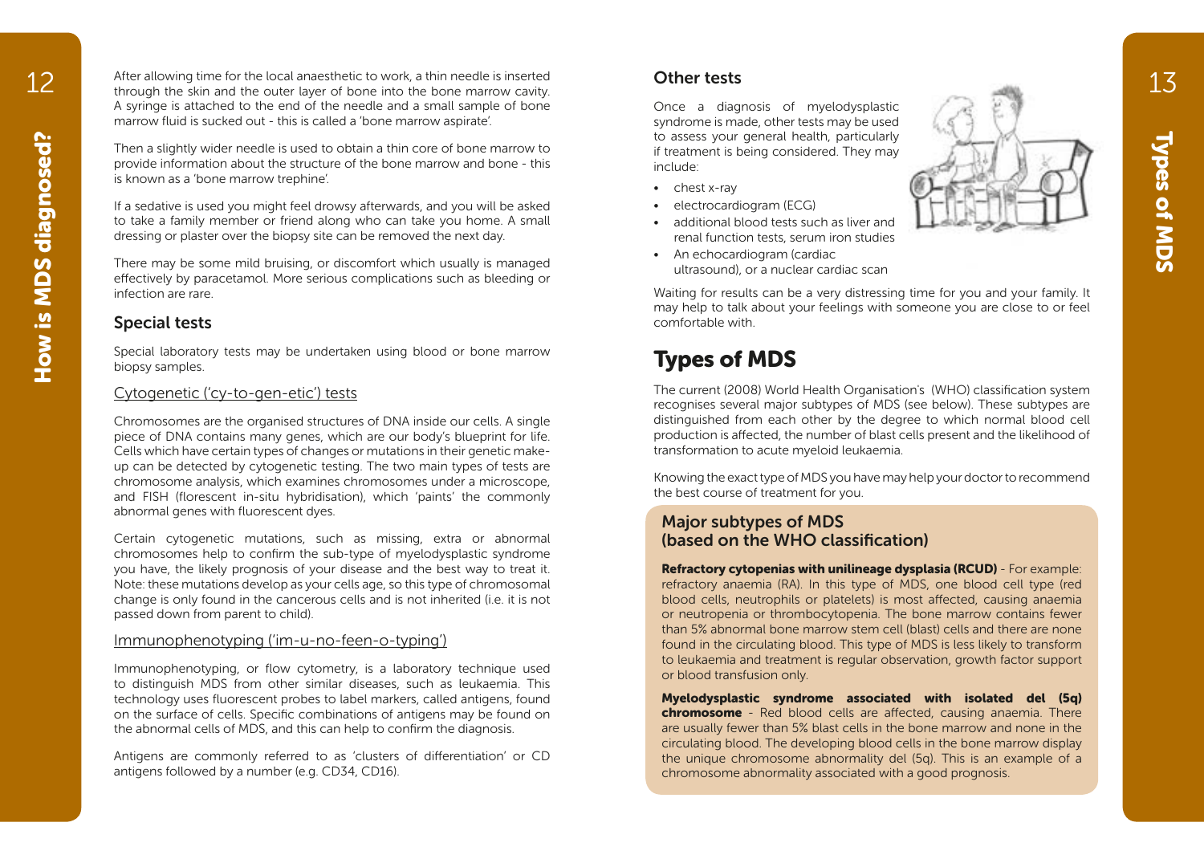After allowing time for the local anaesthetic to work, a thin needle is inserted through the skin and the outer layer of bone into the bone marrow cavity. A syringe is attached to the end of the needle and a small sample of bone marrow fluid is sucked out - this is called a 'bone marrow aspirate'.

Then a slightly wider needle is used to obtain a thin core of bone marrow to provide information about the structure of the bone marrow and bone - this is known as a 'bone marrow trephine'.

If a sedative is used you might feel drowsy afterwards, and you will be asked to take a family member or friend along who can take you home. A small dressing or plaster over the biopsy site can be removed the next day.

There may be some mild bruising, or discomfort which usually is managed effectively by paracetamol. More serious complications such as bleeding or infection are rare.

### Special tests

Special laboratory tests may be undertaken using blood or bone marrow biopsy samples.

#### Cytogenetic ('cy-to-gen-etic') tests

Chromosomes are the organised structures of DNA inside our cells. A single piece of DNA contains many genes, which are our body's blueprint for life. Cells which have certain types of changes or mutations in their genetic make-up can be detected by cytogenetic testing. The two main types of tests are chromosome analysis, which examines chromosomes under a microscope, and FISH (florescent in-situ hybridisation), which 'paints' the commonly abnormal genes with fluorescent dyes.

Certain cytogenetic mutations, such as missing, extra or abnormal chromosomes help to confirm the sub-type of myelodysplastic syndrome you have, the likely prognosis of your disease and the best way to treat it. Note: these mutations develop as your cells age, so this type of chromosomal change is only found in the cancerous cells and is not inherited (i.e. it is not passed down from parent to child).

#### Immunophenotyping ('im-u-no-feen-o-typing')

Immunophenotyping, or flow cytometry, is a laboratory technique used to distinguish MDS from other similar diseases, such as leukaemia. This technology uses fluorescent probes to label markers, called antigens, found on the surface of cells. Specific combinations of antigens may be found on the abnormal cells of MDS, and this can help to confirm the diagnosis.

Antigens are commonly referred to as 'clusters of differentiation' or CD antigens followed by a number (e.g. CD34, CD16).

### Other tests

Once a diagnosis of myelodysplastic syndrome is made, other tests may be used to assess your general health, particularly if treatment is being considered. They may include:

- chest x-ray
- electrocardiogram (ECG)
- additional blood tests such as liver and renal function tests, serum iron studies
- An echocardiogram (cardiac ultrasound), or a nuclear cardiac scan

Waiting for results can be a very distressing time for you and your family. It may help to talk about your feelings with someone you are close to or feel comfortable with.

## Types of MDS

The current (2008) World Health Organisation's (WHO) classification system recognises several major subtypes of MDS (see below). These subtypes are distinguished from each other by the degree to which normal blood cell production is affected, the number of blast cells present and the likelihood of transformation to acute myeloid leukaemia.

Knowing the exact type of MDS you have may help your doctor to recommend the best course of treatment for you.

### Major subtypes of MDS (based on the WHO classification)

**Refractory cytopenias with unilineage dysplasia (RCUD)** - For example: refractory anaemia (RA). In this type of MDS, one blood cell type (red blood cells, neutrophils or platelets) is most affected, causing anaemia or neutropenia or thrombocytopenia. The bone marrow contains fewer than 5% abnormal bone marrow stem cell (blast) cells and there are none found in the circulating blood. This type of MDS is less likely to transform to leukaemia and treatment is regular observation, growth factor support or blood transfusion only.

**Myelodysplastic syndrome associated with isolated del (5q) chromosome** - Red blood cells are affected, causing anaemia. There are usually fewer than 5% blast cells in the bone marrow and none in the circulating blood. The developing blood cells in the bone marrow display the unique chromosome abnormality del (5q). This is an example of a chromosome abnormality associated with a good prognosis.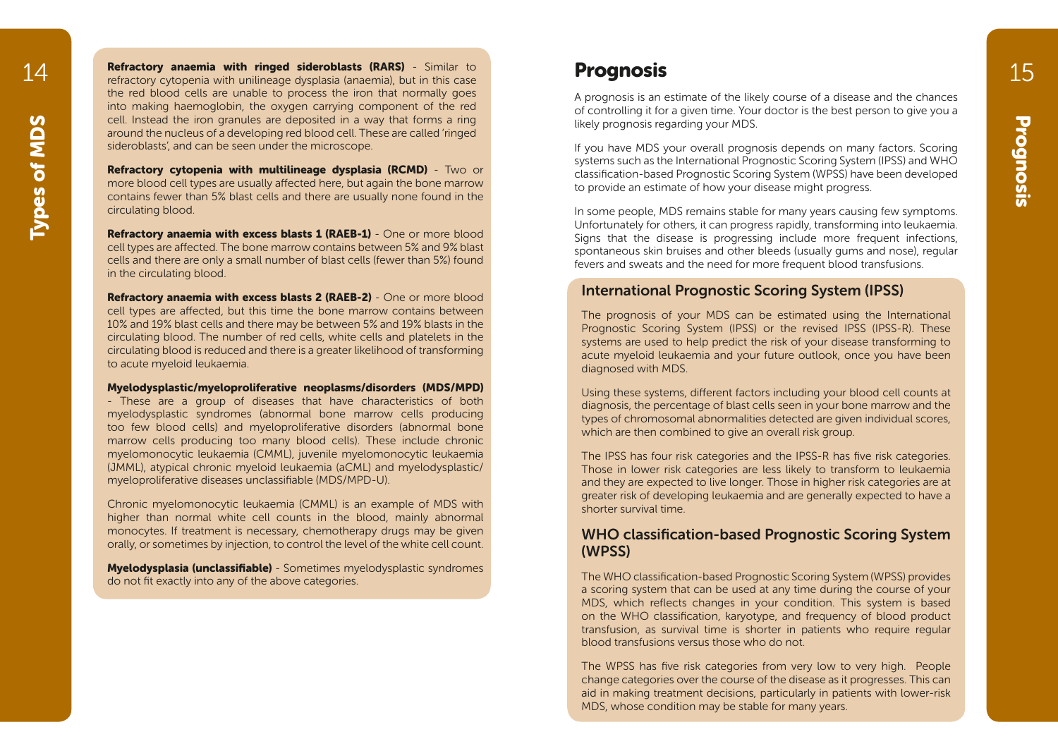**Refractory anaemia with ringed sideroblasts (RARS)** - Similar to refractory cytopenia with unilineage dysplasia (anaemia), but in this case the red blood cells are unable to process the iron that normally goes into making haemoglobin, the oxygen carrying component of the red cell. Instead the iron granules are deposited in a way that forms a ring around the nucleus of a developing red blood cell. These are called 'ringed sideroblasts', and can be seen under the microscope.

**Refractory cytopenia with multilineage dysplasia (RCMD)** - Two or more blood cell types are usually affected here, but again the bone marrow contains fewer than 5% blast cells and there are usually none found in the circulating blood.

**Refractory anaemia with excess blasts 1 (RAEB-1)** - One or more blood cell types are affected. The bone marrow contains between 5% and 9% blast cells and there are only a small number of blast cells (fewer than 5%) found in the circulating blood.

**Refractory anaemia with excess blasts 2 (RAEB-2)** - One or more blood cell types are affected, but this time the bone marrow contains between 10% and 19% blast cells and there may be between 5% and 19% blasts in the circulating blood. The number of red cells, white cells and platelets in the circulating blood is reduced and there is a greater likelihood of transforming to acute myeloid leukaemia.

**Myelodysplastic/myeloproliferative neoplasms/disorders (MDS/MPD)** - These are a group of diseases that have characteristics of both myelodysplastic syndromes (abnormal bone marrow cells producing too few blood cells) and myeloproliferative disorders (abnormal bone marrow cells producing too many blood cells). These include chronic myelomonocytic leukaemia (CMML), juvenile myelomonocytic leukaemia (JMML), atypical chronic myeloid leukaemia (aCML) and myelodysplastic/myeloproliferative diseases unclassifiable (MDS/MPD-U).

Chronic myelomonocytic leukaemia (CMML) is an example of MDS with higher than normal white cell counts in the blood, mainly abnormal monocytes. If treatment is necessary, chemotherapy drugs may be given orally, or sometimes by injection, to control the level of the white cell count.

**Myelodysplasia (unclassifiable)** - Sometimes myelodysplastic syndromes do not fit exactly into any of the above categories.

# Prognosis

A prognosis is an estimate of the likely course of a disease and the chances of controlling it for a given time. Your doctor is the best person to give you a likely prognosis regarding your MDS.

If you have MDS your overall prognosis depends on many factors. Scoring systems such as the International Prognostic Scoring System (IPSS) and WHO classification-based Prognostic Scoring System (WPSS) have been developed to provide an estimate of how your disease might progress.

In some people, MDS remains stable for many years causing few symptoms. Unfortunately for others, it can progress rapidly, transforming into leukaemia. Signs that the disease is progressing include more frequent infections, spontaneous skin bruises and other bleeds (usually gums and nose), regular fevers and sweats and the need for more frequent blood transfusions.

## International Prognostic Scoring System (IPSS)

The prognosis of your MDS can be estimated using the International Prognostic Scoring System (IPSS) or the revised IPSS (IPSS-R). These systems are used to help predict the risk of your disease transforming to acute myeloid leukaemia and your future outlook, once you have been diagnosed with MDS.

Using these systems, different factors including your blood cell counts at diagnosis, the percentage of blast cells seen in your bone marrow and the types of chromosomal abnormalities detected are given individual scores, which are then combined to give an overall risk group.

The IPSS has four risk categories and the IPSS-R has five risk categories. Those in lower risk categories are less likely to transform to leukaemia and they are expected to live longer. Those in higher risk categories are at greater risk of developing leukaemia and are generally expected to have a shorter survival time.

## WHO classification-based Prognostic Scoring System (WPSS)

The WHO classification-based Prognostic Scoring System (WPSS) provides a scoring system that can be used at any time during the course of your MDS, which reflects changes in your condition. This system is based on the WHO classification, karyotype, and frequency of blood product transfusion, as survival time is shorter in patients who require regular blood transfusions versus those who do not.

The WPSS has five risk categories from very low to very high. People change categories over the course of the disease as it progresses. This can aid in making treatment decisions, particularly in patients with lower-risk MDS, whose condition may be stable for many years.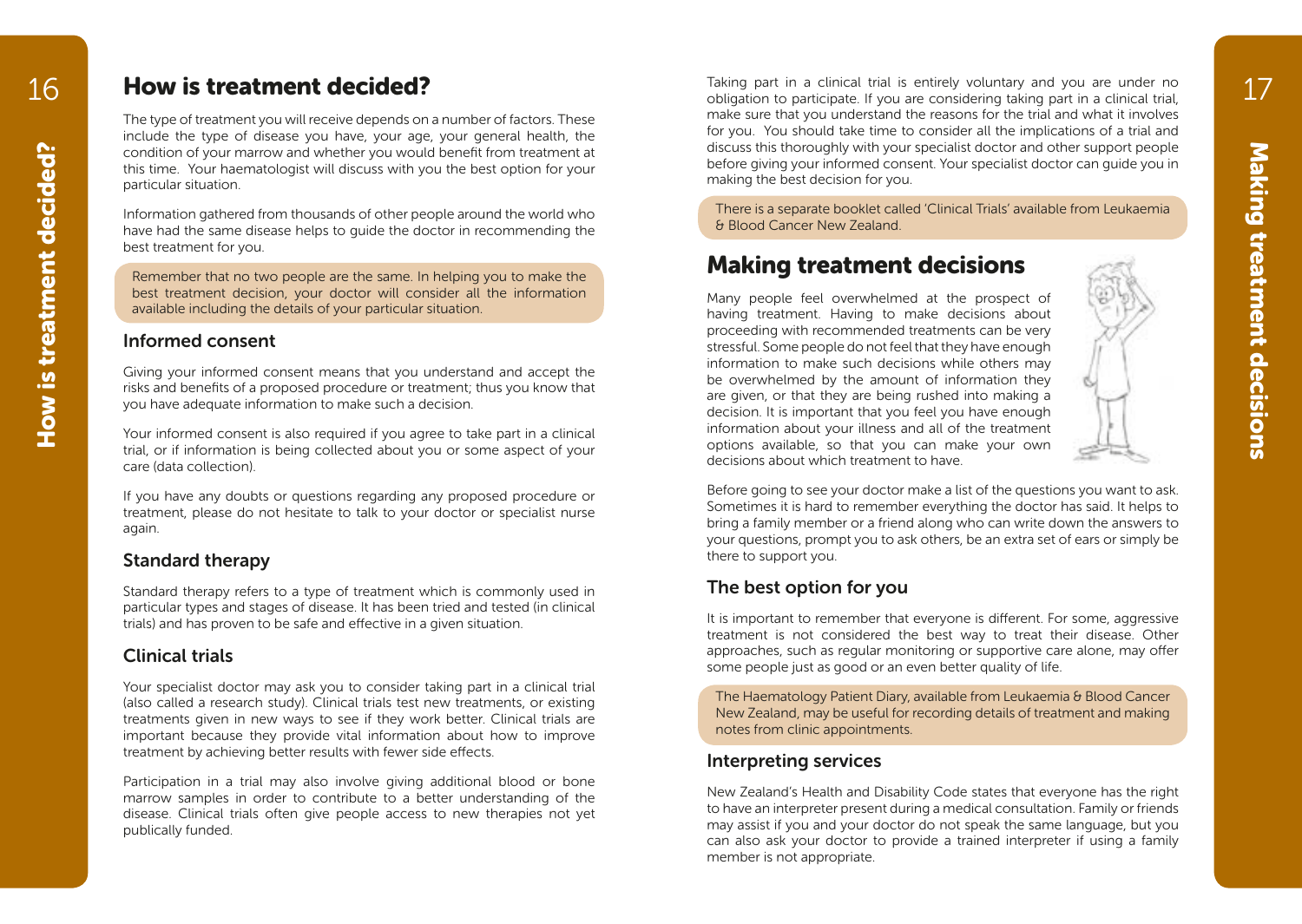# How is treatment decided?

The type of treatment you will receive depends on a number of factors. These include the type of disease you have, your age, your general health, the condition of your marrow and whether you would benefit from treatment at this time. Your haematologist will discuss with you the best option for your particular situation.

Information gathered from thousands of other people around the world who have had the same disease helps to guide the doctor in recommending the best treatment for you.

Remember that no two people are the same. In helping you to make the best treatment decision, your doctor will consider all the information available including the details of your particular situation.

## Informed consent

Giving your informed consent means that you understand and accept the risks and benefits of a proposed procedure or treatment; thus you know that you have adequate information to make such a decision.

Your informed consent is also required if you agree to take part in a clinical trial, or if information is being collected about you or some aspect of your care (data collection).

If you have any doubts or questions regarding any proposed procedure or treatment, please do not hesitate to talk to your doctor or specialist nurse again.

## Standard therapy

Standard therapy refers to a type of treatment which is commonly used in particular types and stages of disease. It has been tried and tested (in clinical trials) and has proven to be safe and effective in a given situation.

## Clinical trials

Your specialist doctor may ask you to consider taking part in a clinical trial (also called a research study). Clinical trials test new treatments, or existing treatments given in new ways to see if they work better. Clinical trials are important because they provide vital information about how to improve treatment by achieving better results with fewer side effects.

Participation in a trial may also involve giving additional blood or bone marrow samples in order to contribute to a better understanding of the disease. Clinical trials often give people access to new therapies not yet publically funded.

Taking part in a clinical trial is entirely voluntary and you are under no obligation to participate. If you are considering taking part in a clinical trial, make sure that you understand the reasons for the trial and what it involves for you. You should take time to consider all the implications of a trial and discuss this thoroughly with your specialist doctor and other support people before giving your informed consent. Your specialist doctor can guide you in making the best decision for you.

There is a separate booklet called 'Clinical Trials' available from Leukaemia & Blood Cancer New Zealand.

# Making treatment decisions

Many people feel overwhelmed at the prospect of having treatment. Having to make decisions about proceeding with recommended treatments can be very stressful. Some people do not feel that they have enough information to make such decisions while others may be overwhelmed by the amount of information they are given, or that they are being rushed into making a decision. It is important that you feel you have enough information about your illness and all of the treatment options available, so that you can make your own decisions about which treatment to have.

Before going to see your doctor make a list of the questions you want to ask. Sometimes it is hard to remember everything the doctor has said. It helps to bring a family member or a friend along who can write down the answers to your questions, prompt you to ask others, be an extra set of ears or simply be there to support you.

## The best option for you

It is important to remember that everyone is different. For some, aggressive treatment is not considered the best way to treat their disease. Other approaches, such as regular monitoring or supportive care alone, may offer some people just as good or an even better quality of life.

The Haematology Patient Diary, available from Leukaemia & Blood Cancer New Zealand, may be useful for recording details of treatment and making notes from clinic appointments.

## Interpreting services

New Zealand's Health and Disability Code states that everyone has the right to have an interpreter present during a medical consultation. Family or friends may assist if you and your doctor do not speak the same language, but you can also ask your doctor to provide a trained interpreter if using a family member is not appropriate.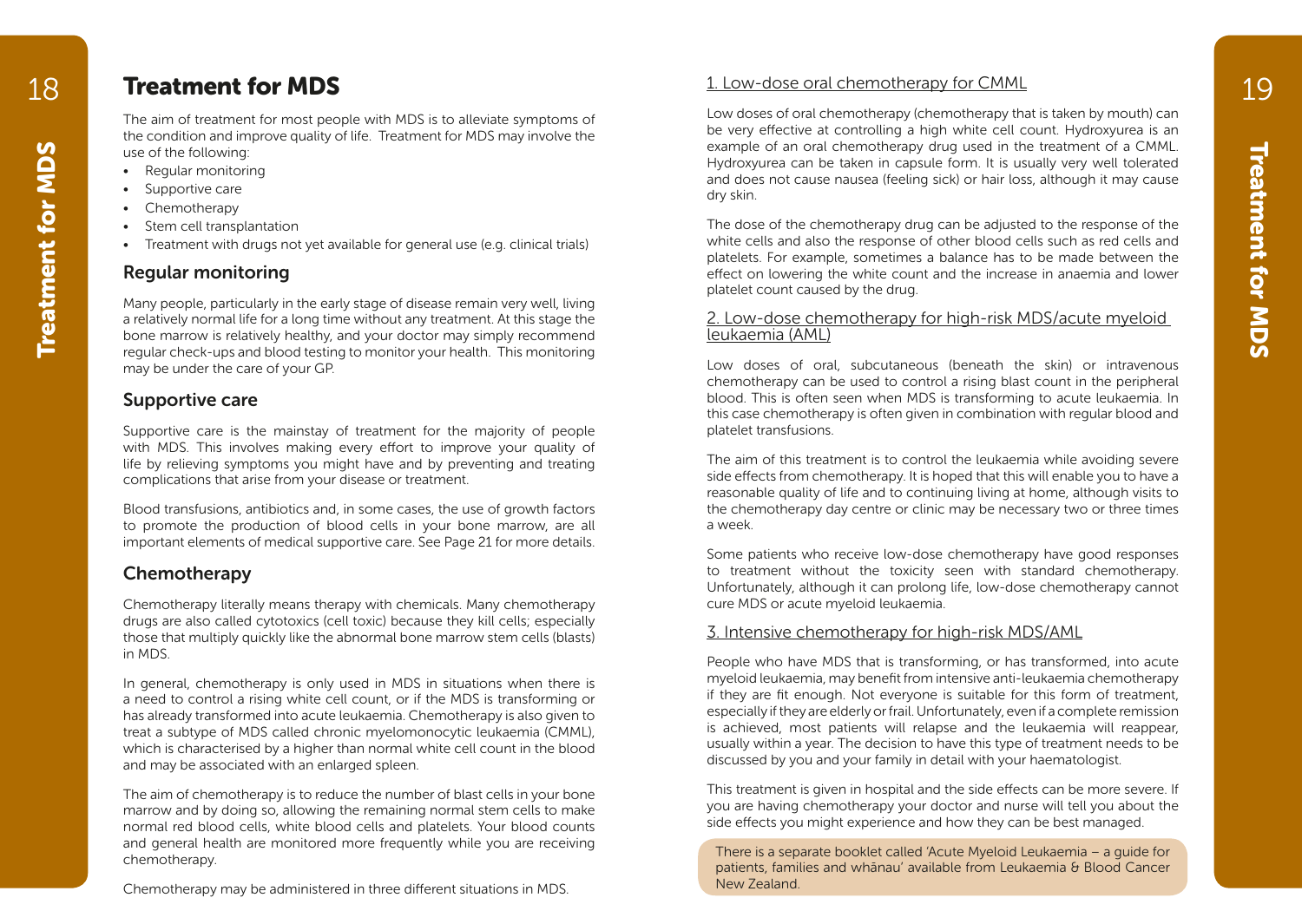# Treatment for MDS

The aim of treatment for most people with MDS is to alleviate symptoms of the condition and improve quality of life. Treatment for MDS may involve the use of the following:

- Regular monitoring
- Supportive care
- Chemotherapy
- Stem cell transplantation
- Treatment with drugs not yet available for general use (e.g. clinical trials)

## Regular monitoring

Many people, particularly in the early stage of disease remain very well, living a relatively normal life for a long time without any treatment. At this stage the bone marrow is relatively healthy, and your doctor may simply recommend regular check-ups and blood testing to monitor your health. This monitoring may be under the care of your GP.

## Supportive care

Supportive care is the mainstay of treatment for the majority of people with MDS. This involves making every effort to improve your quality of life by relieving symptoms you might have and by preventing and treating complications that arise from your disease or treatment.

Blood transfusions, antibiotics and, in some cases, the use of growth factors to promote the production of blood cells in your bone marrow, are all important elements of medical supportive care. See Page 21 for more details.

## Chemotherapy

Chemotherapy literally means therapy with chemicals. Many chemotherapy drugs are also called cytotoxics (cell toxic) because they kill cells; especially those that multiply quickly like the abnormal bone marrow stem cells (blasts) in MDS.

In general, chemotherapy is only used in MDS in situations when there is a need to control a rising white cell count, or if the MDS is transforming or has already transformed into acute leukaemia. Chemotherapy is also given to treat a subtype of MDS called chronic myelomonocytic leukaemia (CMML), which is characterised by a higher than normal white cell count in the blood and may be associated with an enlarged spleen.

The aim of chemotherapy is to reduce the number of blast cells in your bone marrow and by doing so, allowing the remaining normal stem cells to make normal red blood cells, white blood cells and platelets. Your blood counts and general health are monitored more frequently while you are receiving chemotherapy.

Chemotherapy may be administered in three different situations in MDS.

### 1. Low-dose oral chemotherapy for CMML

Low doses of oral chemotherapy (chemotherapy that is taken by mouth) can be very effective at controlling a high white cell count. Hydroxyurea is an example of an oral chemotherapy drug used in the treatment of a CMML. Hydroxyurea can be taken in capsule form. It is usually very well tolerated and does not cause nausea (feeling sick) or hair loss, although it may cause dry skin.

The dose of the chemotherapy drug can be adjusted to the response of the white cells and also the response of other blood cells such as red cells and platelets. For example, sometimes a balance has to be made between the effect on lowering the white count and the increase in anaemia and lower platelet count caused by the drug.

### 2. Low-dose chemotherapy for high-risk MDS/acute myeloid leukaemia (AML)

Low doses of oral, subcutaneous (beneath the skin) or intravenous chemotherapy can be used to control a rising blast count in the peripheral blood. This is often seen when MDS is transforming to acute leukaemia. In this case chemotherapy is often given in combination with regular blood and platelet transfusions.

The aim of this treatment is to control the leukaemia while avoiding severe side effects from chemotherapy. It is hoped that this will enable you to have a reasonable quality of life and to continuing living at home, although visits to the chemotherapy day centre or clinic may be necessary two or three times a week.

Some patients who receive low-dose chemotherapy have good responses to treatment without the toxicity seen with standard chemotherapy. Unfortunately, although it can prolong life, low-dose chemotherapy cannot cure MDS or acute myeloid leukaemia.

### 3. Intensive chemotherapy for high-risk MDS/AML

People who have MDS that is transforming, or has transformed, into acute myeloid leukaemia, may benefit from intensive anti-leukaemia chemotherapy if they are fit enough. Not everyone is suitable for this form of treatment, especially if they are elderly or frail. Unfortunately, even if a complete remission is achieved, most patients will relapse and the leukaemia will reappear, usually within a year. The decision to have this type of treatment needs to be discussed by you and your family in detail with your haematologist.

This treatment is given in hospital and the side effects can be more severe. If you are having chemotherapy your doctor and nurse will tell you about the side effects you might experience and how they can be best managed.

> There is a separate booklet called 'Acute Myeloid Leukaemia – a guide for patients, families and whānau' available from Leukaemia & Blood Cancer New Zealand.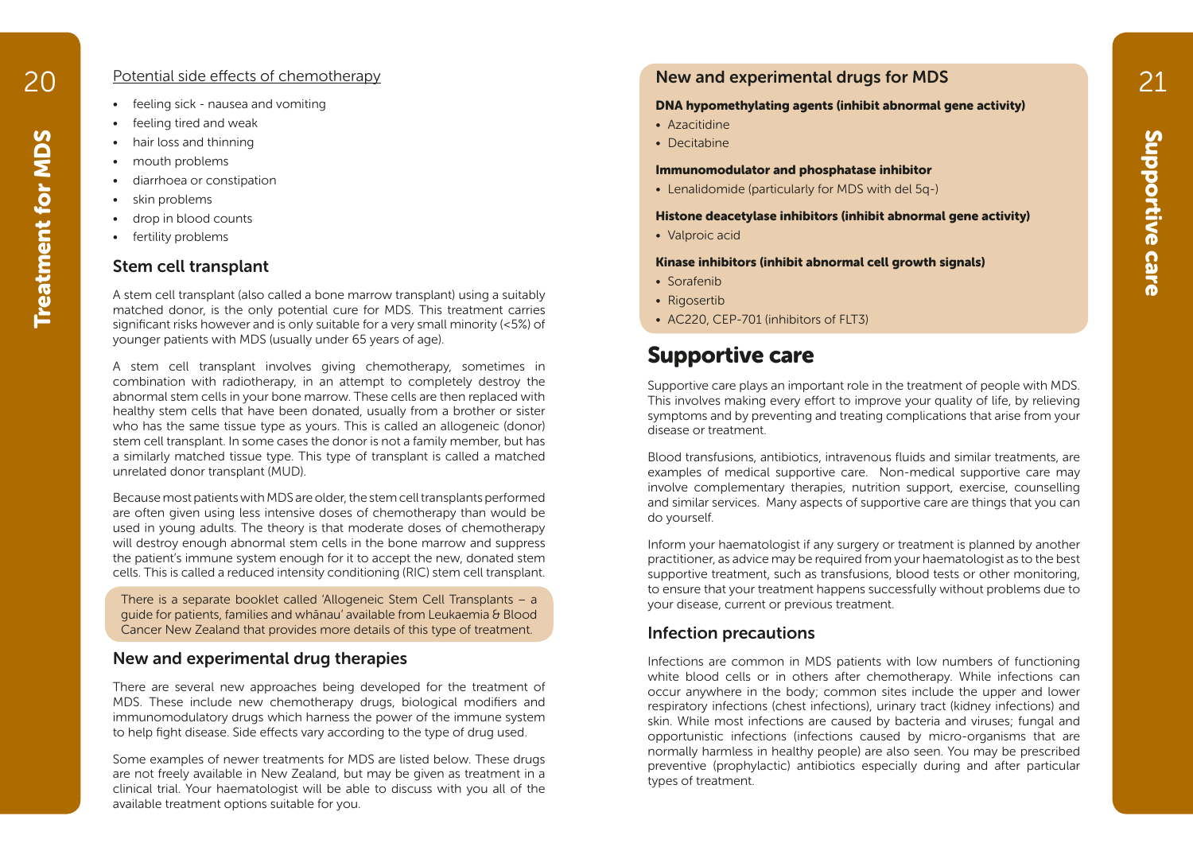Potential side effects of chemotherapy

- feeling sick - nausea and vomiting
- feeling tired and weak
- hair loss and thinning
- mouth problems
- diarrhoea or constipation
- skin problems
- drop in blood counts
- fertility problems

## Stem cell transplant

A stem cell transplant (also called a bone marrow transplant) using a suitably matched donor, is the only potential cure for MDS. This treatment carries significant risks however and is only suitable for a very small minority (<5%) of younger patients with MDS (usually under 65 years of age).

A stem cell transplant involves giving chemotherapy, sometimes in combination with radiotherapy, in an attempt to completely destroy the abnormal stem cells in your bone marrow. These cells are then replaced with healthy stem cells that have been donated, usually from a brother or sister who has the same tissue type as yours. This is called an allogeneic (donor) stem cell transplant. In some cases the donor is not a family member, but has a similarly matched tissue type. This type of transplant is called a matched unrelated donor transplant (MUD).

Because most patients with MDS are older, the stem cell transplants performed are often given using less intensive doses of chemotherapy than would be used in young adults. The theory is that moderate doses of chemotherapy will destroy enough abnormal stem cells in the bone marrow and suppress the patient's immune system enough for it to accept the new, donated stem cells. This is called a reduced intensity conditioning (RIC) stem cell transplant.

There is a separate booklet called 'Allogeneic Stem Cell Transplants – a guide for patients, families and whānau' available from Leukaemia & Blood Cancer New Zealand that provides more details of this type of treatment.

## New and experimental drug therapies

There are several new approaches being developed for the treatment of MDS. These include new chemotherapy drugs, biological modifiers and immunomodulatory drugs which harness the power of the immune system to help fight disease. Side effects vary according to the type of drug used.

Some examples of newer treatments for MDS are listed below. These drugs are not freely available in New Zealand, but may be given as treatment in a clinical trial. Your haematologist will be able to discuss with you all of the available treatment options suitable for you.

### New and experimental drugs for MDS

**DNA hypomethylating agents (inhibit abnormal gene activity)**

- Azacitidine
- Decitabine

**Immunomodulator and phosphatase inhibitor**

- Lenalidomide (particularly for MDS with del 5q-)

**Histone deacetylase inhibitors (inhibit abnormal gene activity)**

- Valproic acid

**Kinase inhibitors (inhibit abnormal cell growth signals)**

- Sorafenib
- Rigosertib
- AC220, CEP-701 (inhibitors of FLT3)

# Supportive care

Supportive care plays an important role in the treatment of people with MDS. This involves making every effort to improve your quality of life, by relieving symptoms and by preventing and treating complications that arise from your disease or treatment.

Blood transfusions, antibiotics, intravenous fluids and similar treatments, are examples of medical supportive care. Non-medical supportive care may involve complementary therapies, nutrition support, exercise, counselling and similar services. Many aspects of supportive care are things that you can do yourself.

Inform your haematologist if any surgery or treatment is planned by another practitioner, as advice may be required from your haematologist as to the best supportive treatment, such as transfusions, blood tests or other monitoring, to ensure that your treatment happens successfully without problems due to your disease, current or previous treatment.

## Infection precautions

Infections are common in MDS patients with low numbers of functioning white blood cells or in others after chemotherapy. While infections can occur anywhere in the body; common sites include the upper and lower respiratory infections (chest infections), urinary tract (kidney infections) and skin. While most infections are caused by bacteria and viruses; fungal and opportunistic infections (infections caused by micro-organisms that are normally harmless in healthy people) are also seen. You may be prescribed preventive (prophylactic) antibiotics especially during and after particular types of treatment.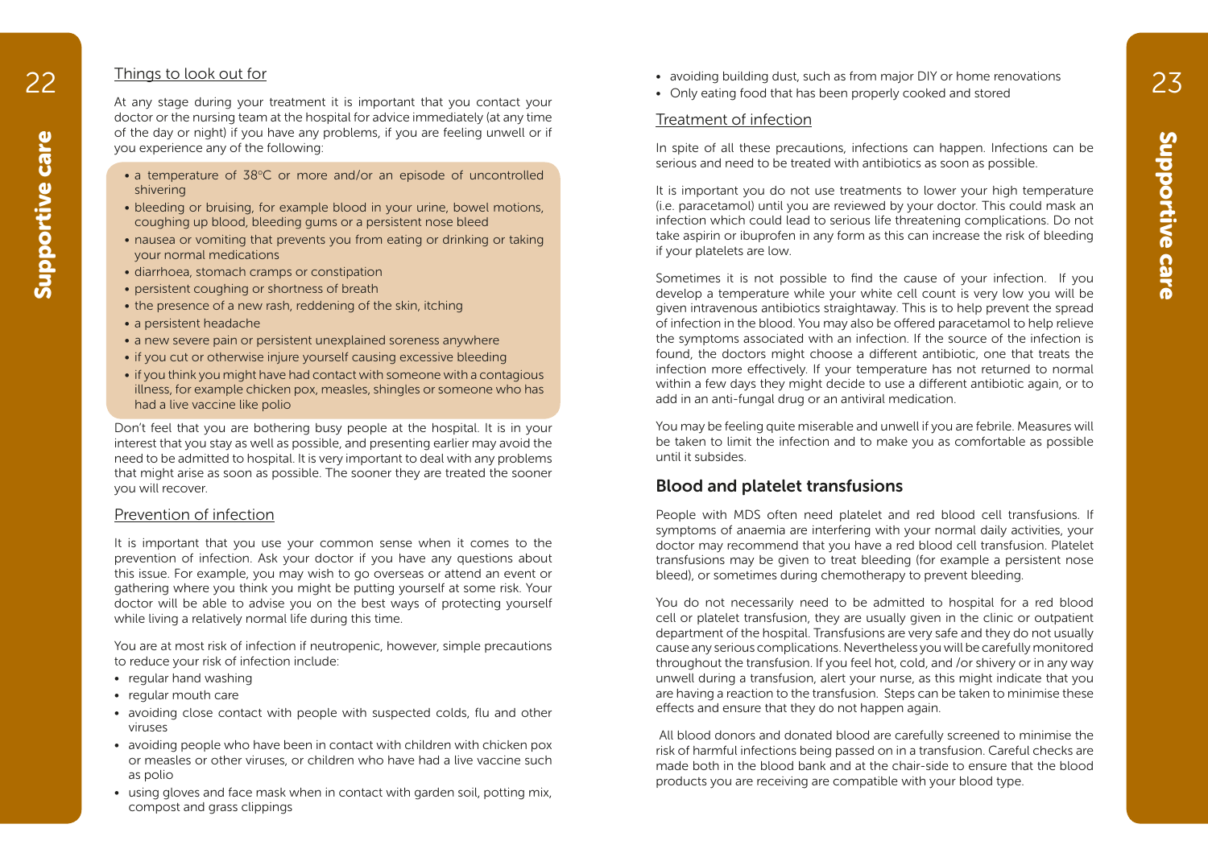### Things to look out for

At any stage during your treatment it is important that you contact your doctor or the nursing team at the hospital for advice immediately (at any time of the day or night) if you have any problems, if you are feeling unwell or if you experience any of the following:

- a temperature of 38°C or more and/or an episode of uncontrolled shivering
- bleeding or bruising, for example blood in your urine, bowel motions, coughing up blood, bleeding gums or a persistent nose bleed
- nausea or vomiting that prevents you from eating or drinking or taking your normal medications
- diarrhoea, stomach cramps or constipation
- persistent coughing or shortness of breath
- the presence of a new rash, reddening of the skin, itching
- a persistent headache
- a new severe pain or persistent unexplained soreness anywhere
- if you cut or otherwise injure yourself causing excessive bleeding
- if you think you might have had contact with someone with a contagious illness, for example chicken pox, measles, shingles or someone who has had a live vaccine like polio

Don't feel that you are bothering busy people at the hospital. It is in your interest that you stay as well as possible, and presenting earlier may avoid the need to be admitted to hospital. It is very important to deal with any problems that might arise as soon as possible. The sooner they are treated the sooner you will recover.

### Prevention of infection

It is important that you use your common sense when it comes to the prevention of infection. Ask your doctor if you have any questions about this issue. For example, you may wish to go overseas or attend an event or gathering where you think you might be putting yourself at some risk. Your doctor will be able to advise you on the best ways of protecting yourself while living a relatively normal life during this time.

You are at most risk of infection if neutropenic, however, simple precautions to reduce your risk of infection include:

- regular hand washing
- regular mouth care
- avoiding close contact with people with suspected colds, flu and other viruses
- avoiding people who have been in contact with children with chicken pox or measles or other viruses, or children who have had a live vaccine such as polio
- using gloves and face mask when in contact with garden soil, potting mix, compost and grass clippings
- avoiding building dust, such as from major DIY or home renovations
- Only eating food that has been properly cooked and stored

### Treatment of infection

In spite of all these precautions, infections can happen. Infections can be serious and need to be treated with antibiotics as soon as possible.

It is important you do not use treatments to lower your high temperature (i.e. paracetamol) until you are reviewed by your doctor. This could mask an infection which could lead to serious life threatening complications. Do not take aspirin or ibuprofen in any form as this can increase the risk of bleeding if your platelets are low.

Sometimes it is not possible to find the cause of your infection. If you develop a temperature while your white cell count is very low you will be given intravenous antibiotics straightaway. This is to help prevent the spread of infection in the blood. You may also be offered paracetamol to help relieve the symptoms associated with an infection. If the source of the infection is found, the doctors might choose a different antibiotic, one that treats the infection more effectively. If your temperature has not returned to normal within a few days they might decide to use a different antibiotic again, or to add in an anti-fungal drug or an antiviral medication.

You may be feeling quite miserable and unwell if you are febrile. Measures will be taken to limit the infection and to make you as comfortable as possible until it subsides.

## Blood and platelet transfusions

People with MDS often need platelet and red blood cell transfusions. If symptoms of anaemia are interfering with your normal daily activities, your doctor may recommend that you have a red blood cell transfusion. Platelet transfusions may be given to treat bleeding (for example a persistent nose bleed), or sometimes during chemotherapy to prevent bleeding.

You do not necessarily need to be admitted to hospital for a red blood cell or platelet transfusion, they are usually given in the clinic or outpatient department of the hospital. Transfusions are very safe and they do not usually cause any serious complications. Nevertheless you will be carefully monitored throughout the transfusion. If you feel hot, cold, and /or shivery or in any way unwell during a transfusion, alert your nurse, as this might indicate that you are having a reaction to the transfusion. Steps can be taken to minimise these effects and ensure that they do not happen again.

All blood donors and donated blood are carefully screened to minimise the risk of harmful infections being passed on in a transfusion. Careful checks are made both in the blood bank and at the chair-side to ensure that the blood products you are receiving are compatible with your blood type.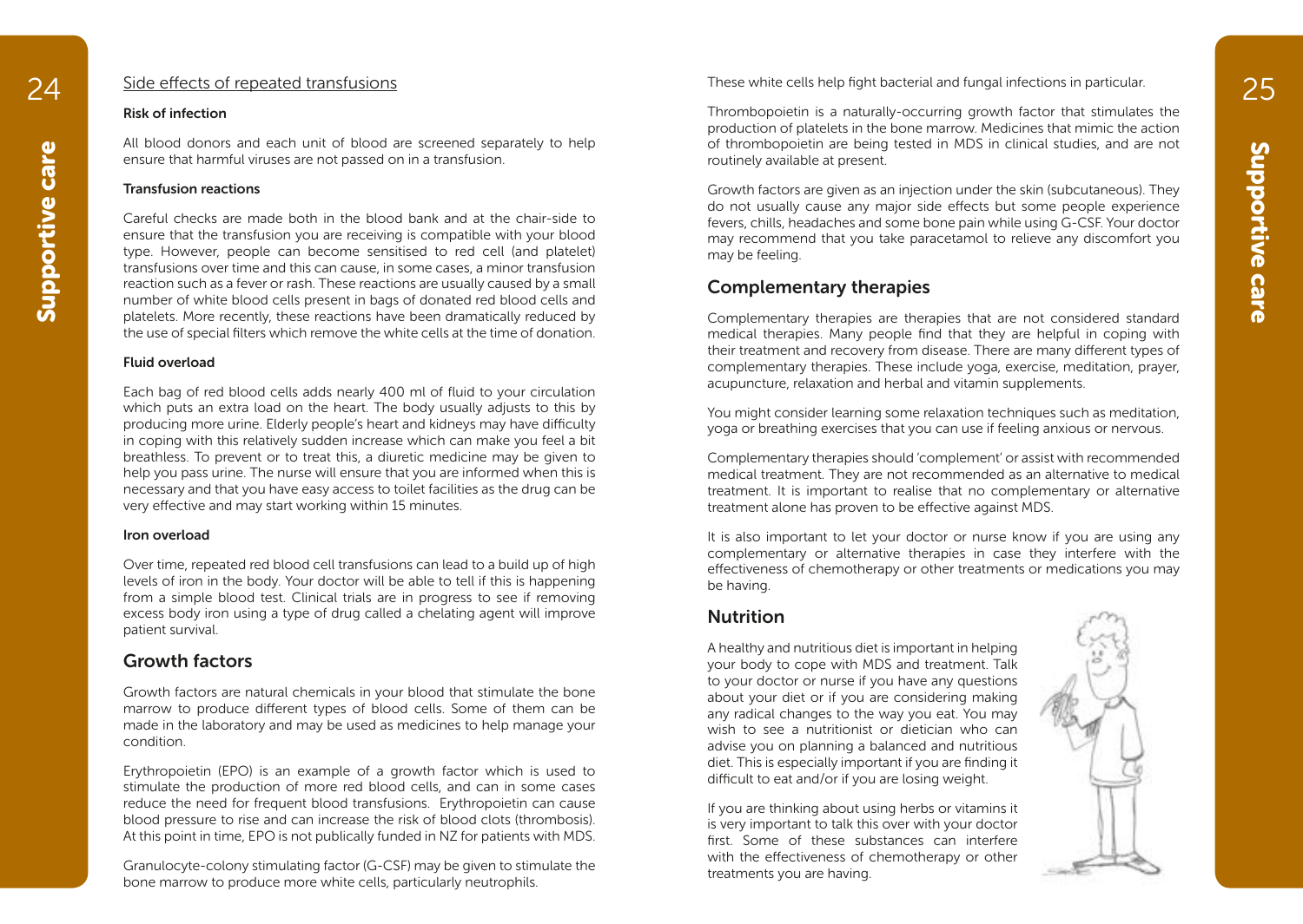### Side effects of repeated transfusions

**Risk of infection**

All blood donors and each unit of blood are screened separately to help ensure that harmful viruses are not passed on in a transfusion.

**Transfusion reactions**

Careful checks are made both in the blood bank and at the chair-side to ensure that the transfusion you are receiving is compatible with your blood type. However, people can become sensitised to red cell (and platelet) transfusions over time and this can cause, in some cases, a minor transfusion reaction such as a fever or rash. These reactions are usually caused by a small number of white blood cells present in bags of donated red blood cells and platelets. More recently, these reactions have been dramatically reduced by the use of special filters which remove the white cells at the time of donation.

**Fluid overload**

Each bag of red blood cells adds nearly 400 ml of fluid to your circulation which puts an extra load on the heart. The body usually adjusts to this by producing more urine. Elderly people's heart and kidneys may have difficulty in coping with this relatively sudden increase which can make you feel a bit breathless. To prevent or to treat this, a diuretic medicine may be given to help you pass urine. The nurse will ensure that you are informed when this is necessary and that you have easy access to toilet facilities as the drug can be very effective and may start working within 15 minutes.

**Iron overload**

Over time, repeated red blood cell transfusions can lead to a build up of high levels of iron in the body. Your doctor will be able to tell if this is happening from a simple blood test. Clinical trials are in progress to see if removing excess body iron using a type of drug called a chelating agent will improve patient survival.

## Growth factors

Growth factors are natural chemicals in your blood that stimulate the bone marrow to produce different types of blood cells. Some of them can be made in the laboratory and may be used as medicines to help manage your condition.

Erythropoietin (EPO) is an example of a growth factor which is used to stimulate the production of more red blood cells, and can in some cases reduce the need for frequent blood transfusions. Erythropoietin can cause blood pressure to rise and can increase the risk of blood clots (thrombosis). At this point in time, EPO is not publically funded in NZ for patients with MDS.

Granulocyte-colony stimulating factor (G-CSF) may be given to stimulate the bone marrow to produce more white cells, particularly neutrophils. These white cells help fight bacterial and fungal infections in particular.

Thrombopoietin is a naturally-occurring growth factor that stimulates the production of platelets in the bone marrow. Medicines that mimic the action of thrombopoietin are being tested in MDS in clinical studies, and are not routinely available at present.

Growth factors are given as an injection under the skin (subcutaneous). They do not usually cause any major side effects but some people experience fevers, chills, headaches and some bone pain while using G-CSF. Your doctor may recommend that you take paracetamol to relieve any discomfort you may be feeling.

## Complementary therapies

Complementary therapies are therapies that are not considered standard medical therapies. Many people find that they are helpful in coping with their treatment and recovery from disease. There are many different types of complementary therapies. These include yoga, exercise, meditation, prayer, acupuncture, relaxation and herbal and vitamin supplements.

You might consider learning some relaxation techniques such as meditation, yoga or breathing exercises that you can use if feeling anxious or nervous.

Complementary therapies should 'complement' or assist with recommended medical treatment. They are not recommended as an alternative to medical treatment. It is important to realise that no complementary or alternative treatment alone has proven to be effective against MDS.

It is also important to let your doctor or nurse know if you are using any complementary or alternative therapies in case they interfere with the effectiveness of chemotherapy or other treatments or medications you may be having.

## Nutrition

A healthy and nutritious diet is important in helping your body to cope with MDS and treatment. Talk to your doctor or nurse if you have any questions about your diet or if you are considering making any radical changes to the way you eat. You may wish to see a nutritionist or dietician who can advise you on planning a balanced and nutritious diet. This is especially important if you are finding it difficult to eat and/or if you are losing weight.

If you are thinking about using herbs or vitamins it is very important to talk this over with your doctor first. Some of these substances can interfere with the effectiveness of chemotherapy or other treatments you are having.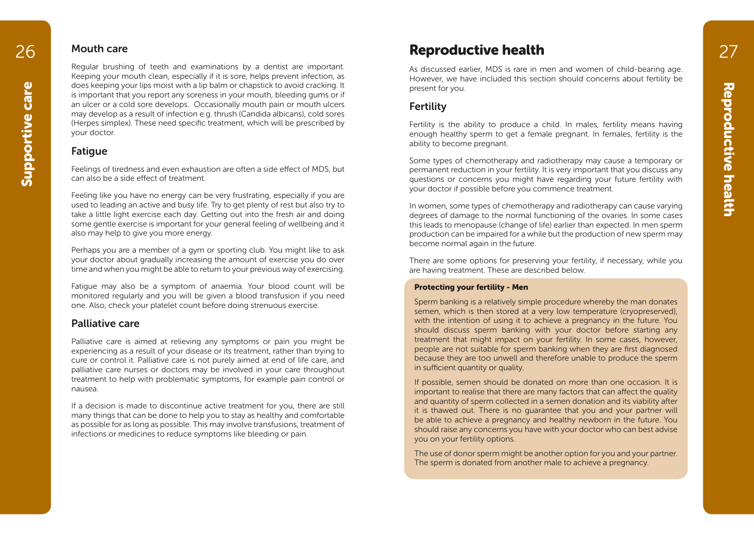### Mouth care

Regular brushing of teeth and examinations by a dentist are important. Keeping your mouth clean, especially if it is sore, helps prevent infection, as does keeping your lips moist with a lip balm or chapstick to avoid cracking. It is important that you report any soreness in your mouth, bleeding gums or if an ulcer or a cold sore develops. Occasionally mouth pain or mouth ulcers may develop as a result of infection e.g. thrush (Candida albicans), cold sores (Herpes simplex). These need specific treatment, which will be prescribed by your doctor.

### Fatigue

Feelings of tiredness and even exhaustion are often a side effect of MDS, but can also be a side effect of treatment.

Feeling like you have no energy can be very frustrating, especially if you are used to leading an active and busy life. Try to get plenty of rest but also try to take a little light exercise each day. Getting out into the fresh air and doing some gentle exercise is important for your general feeling of wellbeing and it also may help to give you more energy.

Perhaps you are a member of a gym or sporting club. You might like to ask your doctor about gradually increasing the amount of exercise you do over time and when you might be able to return to your previous way of exercising.

Fatigue may also be a symptom of anaemia. Your blood count will be monitored regularly and you will be given a blood transfusion if you need one. Also, check your platelet count before doing strenuous exercise.

### Palliative care

Palliative care is aimed at relieving any symptoms or pain you might be experiencing as a result of your disease or its treatment, rather than trying to cure or control it. Palliative care is not purely aimed at end of life care, and palliative care nurses or doctors may be involved in your care throughout treatment to help with problematic symptoms, for example pain control or nausea.

If a decision is made to discontinue active treatment for you, there are still many things that can be done to help you to stay as healthy and comfortable as possible for as long as possible. This may involve transfusions, treatment of infections or medicines to reduce symptoms like bleeding or pain.

## Reproductive health

As discussed earlier, MDS is rare in men and women of child-bearing age. However, we have included this section should concerns about fertility be present for you.

### Fertility

Fertility is the ability to produce a child. In males, fertility means having enough healthy sperm to get a female pregnant. In females, fertility is the ability to become pregnant.

Some types of chemotherapy and radiotherapy may cause a temporary or permanent reduction in your fertility. It is very important that you discuss any questions or concerns you might have regarding your future fertility with your doctor if possible before you commence treatment.

In women, some types of chemotherapy and radiotherapy can cause varying degrees of damage to the normal functioning of the ovaries. In some cases this leads to menopause (change of life) earlier than expected. In men sperm production can be impaired for a while but the production of new sperm may become normal again in the future.

There are some options for preserving your fertility, if necessary, while you are having treatment. These are described below.

**Protecting your fertility - Men**

Sperm banking is a relatively simple procedure whereby the man donates semen, which is then stored at a very low temperature (cryopreserved), with the intention of using it to achieve a pregnancy in the future. You should discuss sperm banking with your doctor before starting any treatment that might impact on your fertility. In some cases, however, people are not suitable for sperm banking when they are first diagnosed because they are too unwell and therefore unable to produce the sperm in sufficient quantity or quality.

If possible, semen should be donated on more than one occasion. It is important to realise that there are many factors that can affect the quality and quantity of sperm collected in a semen donation and its viability after it is thawed out. There is no guarantee that you and your partner will be able to achieve a pregnancy and healthy newborn in the future. You should raise any concerns you have with your doctor who can best advise you on your fertility options.

The use of donor sperm might be another option for you and your partner. The sperm is donated from another male to achieve a pregnancy.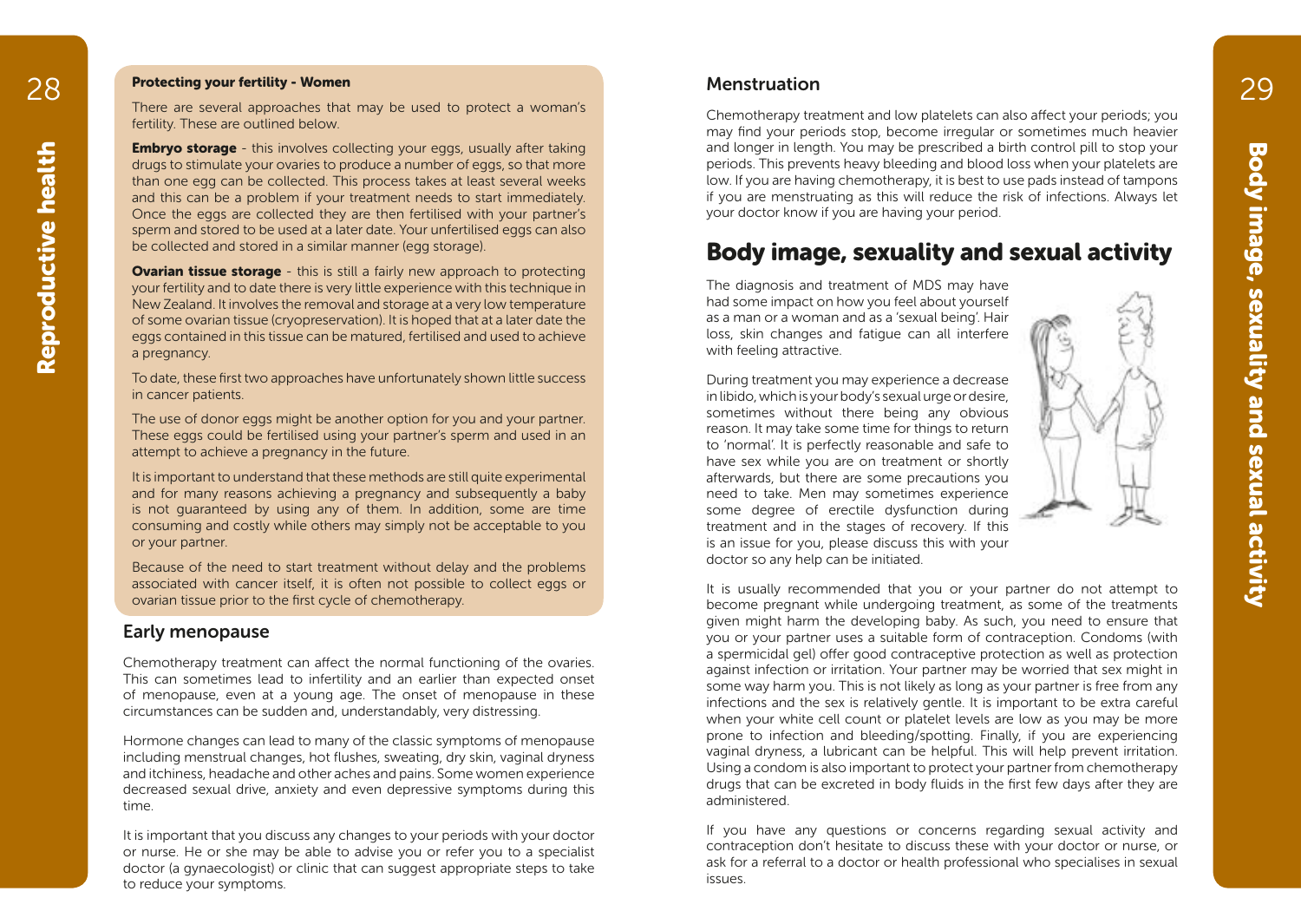### Protecting your fertility - Women

There are several approaches that may be used to protect a woman's fertility. These are outlined below.

**Embryo storage** - this involves collecting your eggs, usually after taking drugs to stimulate your ovaries to produce a number of eggs, so that more than one egg can be collected. This process takes at least several weeks and this can be a problem if your treatment needs to start immediately. Once the eggs are collected they are then fertilised with your partner's sperm and stored to be used at a later date. Your unfertilised eggs can also be collected and stored in a similar manner (egg storage).

**Ovarian tissue storage** - this is still a fairly new approach to protecting your fertility and to date there is very little experience with this technique in New Zealand. It involves the removal and storage at a very low temperature of some ovarian tissue (cryopreservation). It is hoped that at a later date the eggs contained in this tissue can be matured, fertilised and used to achieve a pregnancy.

To date, these first two approaches have unfortunately shown little success in cancer patients.

The use of donor eggs might be another option for you and your partner. These eggs could be fertilised using your partner's sperm and used in an attempt to achieve a pregnancy in the future.

It is important to understand that these methods are still quite experimental and for many reasons achieving a pregnancy and subsequently a baby is not guaranteed by using any of them. In addition, some are time consuming and costly while others may simply not be acceptable to you or your partner.

Because of the need to start treatment without delay and the problems associated with cancer itself, it is often not possible to collect eggs or ovarian tissue prior to the first cycle of chemotherapy.

### Early menopause

Chemotherapy treatment can affect the normal functioning of the ovaries. This can sometimes lead to infertility and an earlier than expected onset of menopause, even at a young age. The onset of menopause in these circumstances can be sudden and, understandably, very distressing.

Hormone changes can lead to many of the classic symptoms of menopause including menstrual changes, hot flushes, sweating, dry skin, vaginal dryness and itchiness, headache and other aches and pains. Some women experience decreased sexual drive, anxiety and even depressive symptoms during this time.

It is important that you discuss any changes to your periods with your doctor or nurse. He or she may be able to advise you or refer you to a specialist doctor (a gynaecologist) or clinic that can suggest appropriate steps to take to reduce your symptoms.

### Menstruation

Chemotherapy treatment and low platelets can also affect your periods; you may find your periods stop, become irregular or sometimes much heavier and longer in length. You may be prescribed a birth control pill to stop your periods. This prevents heavy bleeding and blood loss when your platelets are low. If you are having chemotherapy, it is best to use pads instead of tampons if you are menstruating as this will reduce the risk of infections. Always let your doctor know if you are having your period.

## Body image, sexuality and sexual activity

The diagnosis and treatment of MDS may have had some impact on how you feel about yourself as a man or a woman and as a 'sexual being'. Hair loss, skin changes and fatigue can all interfere with feeling attractive.

During treatment you may experience a decrease in libido, which is your body's sexual urge or desire, sometimes without there being any obvious reason. It may take some time for things to return to 'normal'. It is perfectly reasonable and safe to have sex while you are on treatment or shortly afterwards, but there are some precautions you need to take. Men may sometimes experience some degree of erectile dysfunction during treatment and in the stages of recovery. If this is an issue for you, please discuss this with your doctor so any help can be initiated.

It is usually recommended that you or your partner do not attempt to become pregnant while undergoing treatment, as some of the treatments given might harm the developing baby. As such, you need to ensure that you or your partner uses a suitable form of contraception. Condoms (with a spermicidal gel) offer good contraceptive protection as well as protection against infection or irritation. Your partner may be worried that sex might in some way harm you. This is not likely as long as your partner is free from any infections and the sex is relatively gentle. It is important to be extra careful when your white cell count or platelet levels are low as you may be more prone to infection and bleeding/spotting. Finally, if you are experiencing vaginal dryness, a lubricant can be helpful. This will help prevent irritation. Using a condom is also important to protect your partner from chemotherapy drugs that can be excreted in body fluids in the first few days after they are administered.

If you have any questions or concerns regarding sexual activity and contraception don't hesitate to discuss these with your doctor or nurse, or ask for a referral to a doctor or health professional who specialises in sexual issues.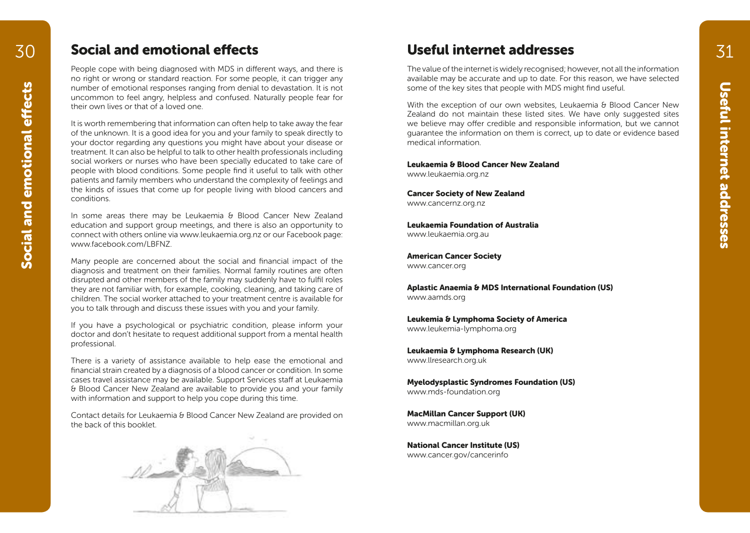## Social and emotional effects

People cope with being diagnosed with MDS in different ways, and there is no right or wrong or standard reaction. For some people, it can trigger any number of emotional responses ranging from denial to devastation. It is not uncommon to feel angry, helpless and confused. Naturally people fear for their own lives or that of a loved one.

It is worth remembering that information can often help to take away the fear of the unknown. It is a good idea for you and your family to speak directly to your doctor regarding any questions you might have about your disease or treatment. It can also be helpful to talk to other health professionals including social workers or nurses who have been specially educated to take care of people with blood conditions. Some people find it useful to talk with other patients and family members who understand the complexity of feelings and the kinds of issues that come up for people living with blood cancers and conditions.

In some areas there may be Leukaemia & Blood Cancer New Zealand education and support group meetings, and there is also an opportunity to connect with others online via www.leukaemia.org.nz or our Facebook page: www.facebook.com/LBFNZ.

Many people are concerned about the social and financial impact of the diagnosis and treatment on their families. Normal family routines are often disrupted and other members of the family may suddenly have to fulfil roles they are not familiar with, for example, cooking, cleaning, and taking care of children. The social worker attached to your treatment centre is available for you to talk through and discuss these issues with you and your family.

If you have a psychological or psychiatric condition, please inform your doctor and don't hesitate to request additional support from a mental health professional.

There is a variety of assistance available to help ease the emotional and financial strain created by a diagnosis of a blood cancer or condition. In some cases travel assistance may be available. Support Services staff at Leukaemia & Blood Cancer New Zealand are available to provide you and your family with information and support to help you cope during this time.

Contact details for Leukaemia & Blood Cancer New Zealand are provided on the back of this booklet.

## Useful internet addresses

The value of the internet is widely recognised; however, not all the information available may be accurate and up to date. For this reason, we have selected some of the key sites that people with MDS might find useful.

With the exception of our own websites, Leukaemia & Blood Cancer New Zealand do not maintain these listed sites. We have only suggested sites we believe may offer credible and responsible information, but we cannot guarantee the information on them is correct, up to date or evidence based medical information.

**Leukaemia & Blood Cancer New Zealand**
www.leukaemia.org.nz

**Cancer Society of New Zealand**
www.cancernz.org.nz

**Leukaemia Foundation of Australia**
www.leukaemia.org.au

**American Cancer Society**
www.cancer.org

**Aplastic Anaemia & MDS International Foundation (US)**
www.aamds.org

**Leukemia & Lymphoma Society of America**
www.leukemia-lymphoma.org

**Leukaemia & Lymphoma Research (UK)**
www.llresearch.org.uk

**Myelodysplastic Syndromes Foundation (US)**
www.mds-foundation.org

**MacMillan Cancer Support (UK)**
www.macmillan.org.uk

**National Cancer Institute (US)**
www.cancer.gov/cancerinfo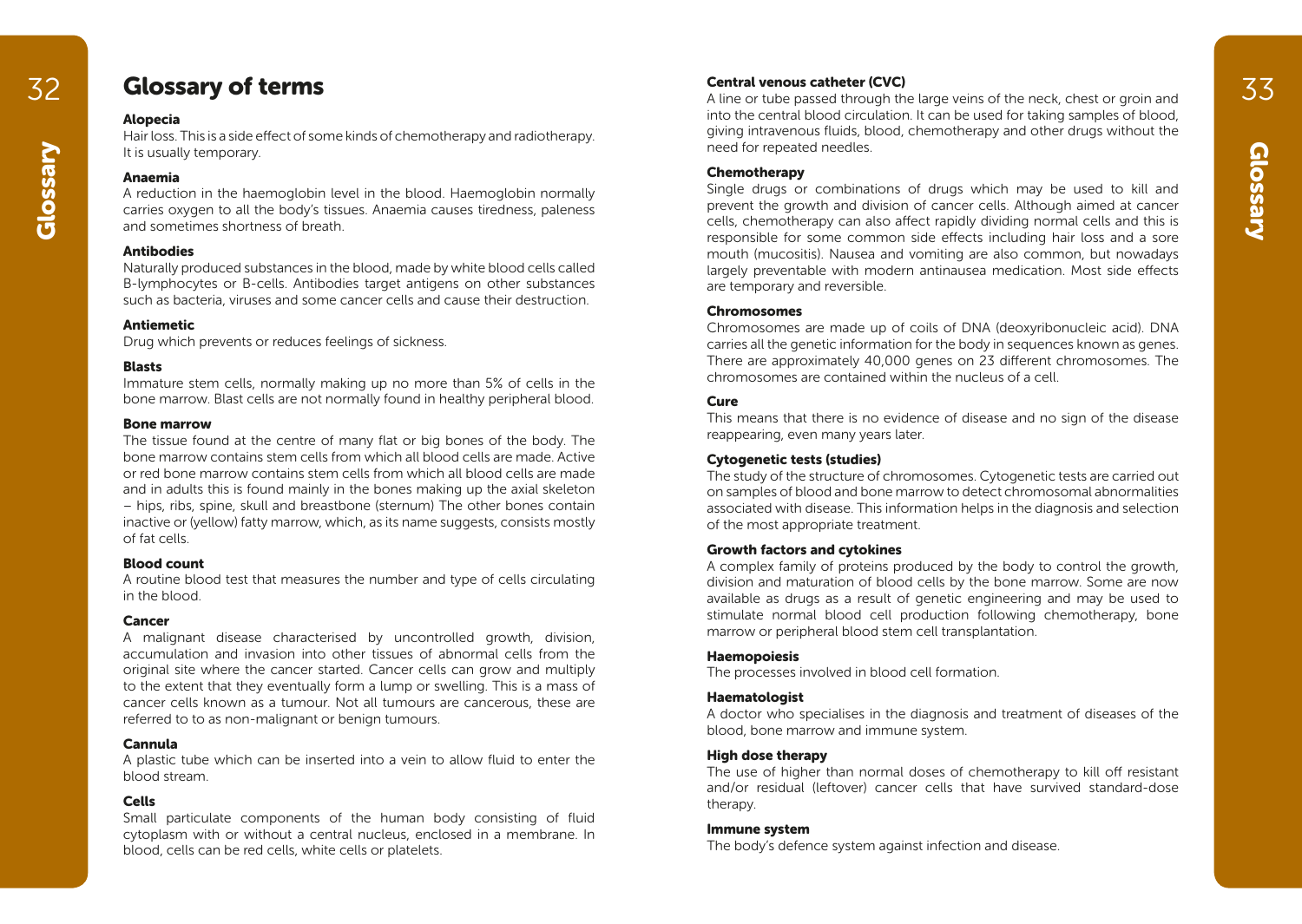# Glossary of terms

### Alopecia

Hair loss. This is a side effect of some kinds of chemotherapy and radiotherapy. It is usually temporary.

### Anaemia

A reduction in the haemoglobin level in the blood. Haemoglobin normally carries oxygen to all the body's tissues. Anaemia causes tiredness, paleness and sometimes shortness of breath.

### Antibodies

Naturally produced substances in the blood, made by white blood cells called B-lymphocytes or B-cells. Antibodies target antigens on other substances such as bacteria, viruses and some cancer cells and cause their destruction.

### Antiemetic

Drug which prevents or reduces feelings of sickness.

### Blasts

Immature stem cells, normally making up no more than 5% of cells in the bone marrow. Blast cells are not normally found in healthy peripheral blood.

### Bone marrow

The tissue found at the centre of many flat or big bones of the body. The bone marrow contains stem cells from which all blood cells are made. Active or red bone marrow contains stem cells from which all blood cells are made and in adults this is found mainly in the bones making up the axial skeleton – hips, ribs, spine, skull and breastbone (sternum) The other bones contain inactive or (yellow) fatty marrow, which, as its name suggests, consists mostly of fat cells.

### Blood count

A routine blood test that measures the number and type of cells circulating in the blood.

### Cancer

A malignant disease characterised by uncontrolled growth, division, accumulation and invasion into other tissues of abnormal cells from the original site where the cancer started. Cancer cells can grow and multiply to the extent that they eventually form a lump or swelling. This is a mass of cancer cells known as a tumour. Not all tumours are cancerous, these are referred to to as non-malignant or benign tumours.

### Cannula

A plastic tube which can be inserted into a vein to allow fluid to enter the blood stream.

### Cells

Small particulate components of the human body consisting of fluid cytoplasm with or without a central nucleus, enclosed in a membrane. In blood, cells can be red cells, white cells or platelets.

### Central venous catheter (CVC)

A line or tube passed through the large veins of the neck, chest or groin and into the central blood circulation. It can be used for taking samples of blood, giving intravenous fluids, blood, chemotherapy and other drugs without the need for repeated needles.

### Chemotherapy

Single drugs or combinations of drugs which may be used to kill and prevent the growth and division of cancer cells. Although aimed at cancer cells, chemotherapy can also affect rapidly dividing normal cells and this is responsible for some common side effects including hair loss and a sore mouth (mucositis). Nausea and vomiting are also common, but nowadays largely preventable with modern antinausea medication. Most side effects are temporary and reversible.

### Chromosomes

Chromosomes are made up of coils of DNA (deoxyribonucleic acid). DNA carries all the genetic information for the body in sequences known as genes. There are approximately 40,000 genes on 23 different chromosomes. The chromosomes are contained within the nucleus of a cell.

### Cure

This means that there is no evidence of disease and no sign of the disease reappearing, even many years later.

### Cytogenetic tests (studies)

The study of the structure of chromosomes. Cytogenetic tests are carried out on samples of blood and bone marrow to detect chromosomal abnormalities associated with disease. This information helps in the diagnosis and selection of the most appropriate treatment.

### Growth factors and cytokines

A complex family of proteins produced by the body to control the growth, division and maturation of blood cells by the bone marrow. Some are now available as drugs as a result of genetic engineering and may be used to stimulate normal blood cell production following chemotherapy, bone marrow or peripheral blood stem cell transplantation.

### Haemopoiesis

The processes involved in blood cell formation.

### Haematologist

A doctor who specialises in the diagnosis and treatment of diseases of the blood, bone marrow and immune system.

### High dose therapy

The use of higher than normal doses of chemotherapy to kill off resistant and/or residual (leftover) cancer cells that have survived standard-dose therapy.

### Immune system

The body's defence system against infection and disease.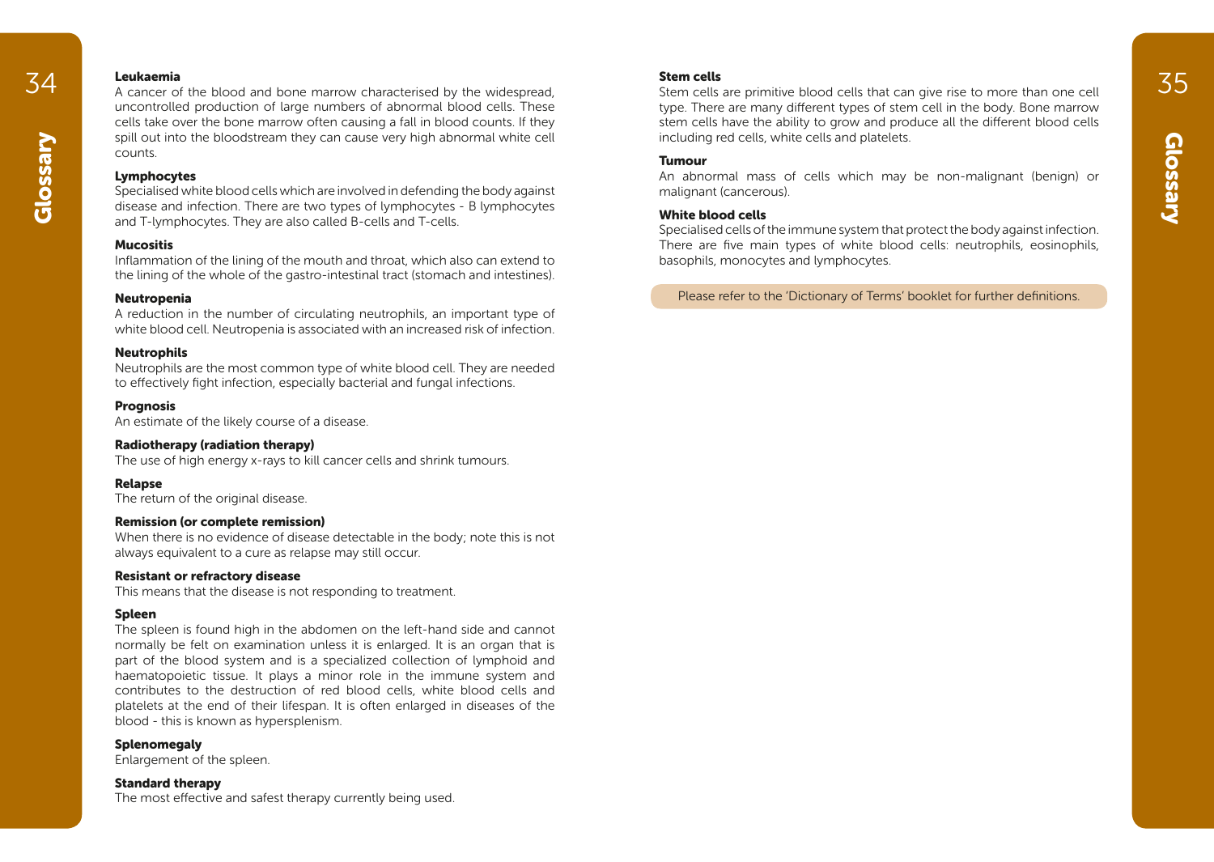**Leukaemia**
A cancer of the blood and bone marrow characterised by the widespread, uncontrolled production of large numbers of abnormal blood cells. These cells take over the bone marrow often causing a fall in blood counts. If they spill out into the bloodstream they can cause very high abnormal white cell counts.

**Lymphocytes**
Specialised white blood cells which are involved in defending the body against disease and infection. There are two types of lymphocytes - B lymphocytes and T-lymphocytes. They are also called B-cells and T-cells.

**Mucositis**
Inflammation of the lining of the mouth and throat, which also can extend to the lining of the whole of the gastro-intestinal tract (stomach and intestines).

**Neutropenia**
A reduction in the number of circulating neutrophils, an important type of white blood cell. Neutropenia is associated with an increased risk of infection.

**Neutrophils**
Neutrophils are the most common type of white blood cell. They are needed to effectively fight infection, especially bacterial and fungal infections.

**Prognosis**
An estimate of the likely course of a disease.

**Radiotherapy (radiation therapy)**
The use of high energy x-rays to kill cancer cells and shrink tumours.

**Relapse**
The return of the original disease.

**Remission (or complete remission)**
When there is no evidence of disease detectable in the body; note this is not always equivalent to a cure as relapse may still occur.

**Resistant or refractory disease**
This means that the disease is not responding to treatment.

**Spleen**
The spleen is found high in the abdomen on the left-hand side and cannot normally be felt on examination unless it is enlarged. It is an organ that is part of the blood system and is a specialized collection of lymphoid and haematopoietic tissue. It plays a minor role in the immune system and contributes to the destruction of red blood cells, white blood cells and platelets at the end of their lifespan. It is often enlarged in diseases of the blood - this is known as hypersplenism.

**Splenomegaly**
Enlargement of the spleen.

**Standard therapy**
The most effective and safest therapy currently being used.

**Stem cells**
Stem cells are primitive blood cells that can give rise to more than one cell type. There are many different types of stem cell in the body. Bone marrow stem cells have the ability to grow and produce all the different blood cells including red cells, white cells and platelets.

**Tumour**
An abnormal mass of cells which may be non-malignant (benign) or malignant (cancerous).

**White blood cells**
Specialised cells of the immune system that protect the body against infection. There are five main types of white blood cells: neutrophils, eosinophils, basophils, monocytes and lymphocytes.

Please refer to the 'Dictionary of Terms' booklet for further definitions.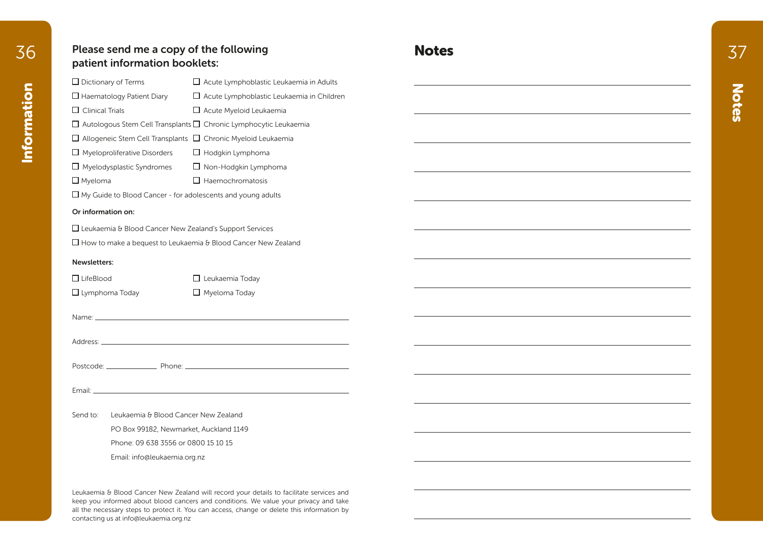## Please send me a copy of the following patient information booklets:

- ☐ Dictionary of Terms
- ☐ Haematology Patient Diary
- ☐ Clinical Trials
- ☐ Autologous Stem Cell Transplants
- ☐ Allogeneic Stem Cell Transplants
- ☐ Myeloproliferative Disorders
- ☐ Myelodysplastic Syndromes
- ☐ Myeloma
- ☐ Acute Lymphoblastic Leukaemia in Adults
- ☐ Acute Lymphoblastic Leukaemia in Children
- ☐ Acute Myeloid Leukaemia
- ☐ Chronic Lymphocytic Leukaemia
- ☐ Chronic Myeloid Leukaemia
- ☐ Hodgkin Lymphoma
- ☐ Non-Hodgkin Lymphoma
- ☐ Haemochromatosis
- ☐ My Guide to Blood Cancer - for adolescents and young adults

**Or information on:**

- ☐ Leukaemia & Blood Cancer New Zealand's Support Services
- ☐ How to make a bequest to Leukaemia & Blood Cancer New Zealand

**Newsletters:**

- ☐ LifeBlood
- ☐ Lymphoma Today
- ☐ Leukaemia Today
- ☐ Myeloma Today

Name: ______________________________

Address: ______________________________

Postcode: __________ Phone: ______________________________

Email: ______________________________

Send to: Leukaemia & Blood Cancer New Zealand
PO Box 99182, Newmarket, Auckland 1149
Phone: 09 638 3556 or 0800 15 10 15
Email: info@leukaemia.org.nz

Leukaemia & Blood Cancer New Zealand will record your details to facilitate services and keep you informed about blood cancers and conditions. We value your privacy and take all the necessary steps to protect it. You can access, change or delete this information by contacting us at info@leukaemia.org.nz

## Notes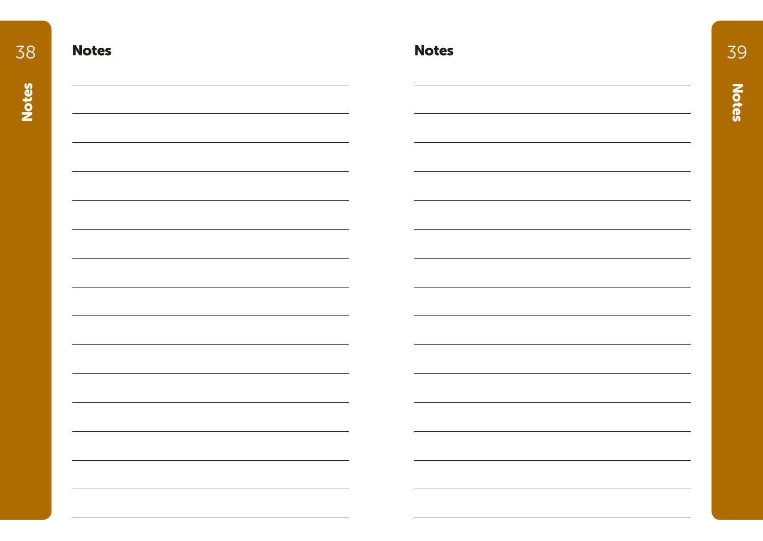# Notes

# Notes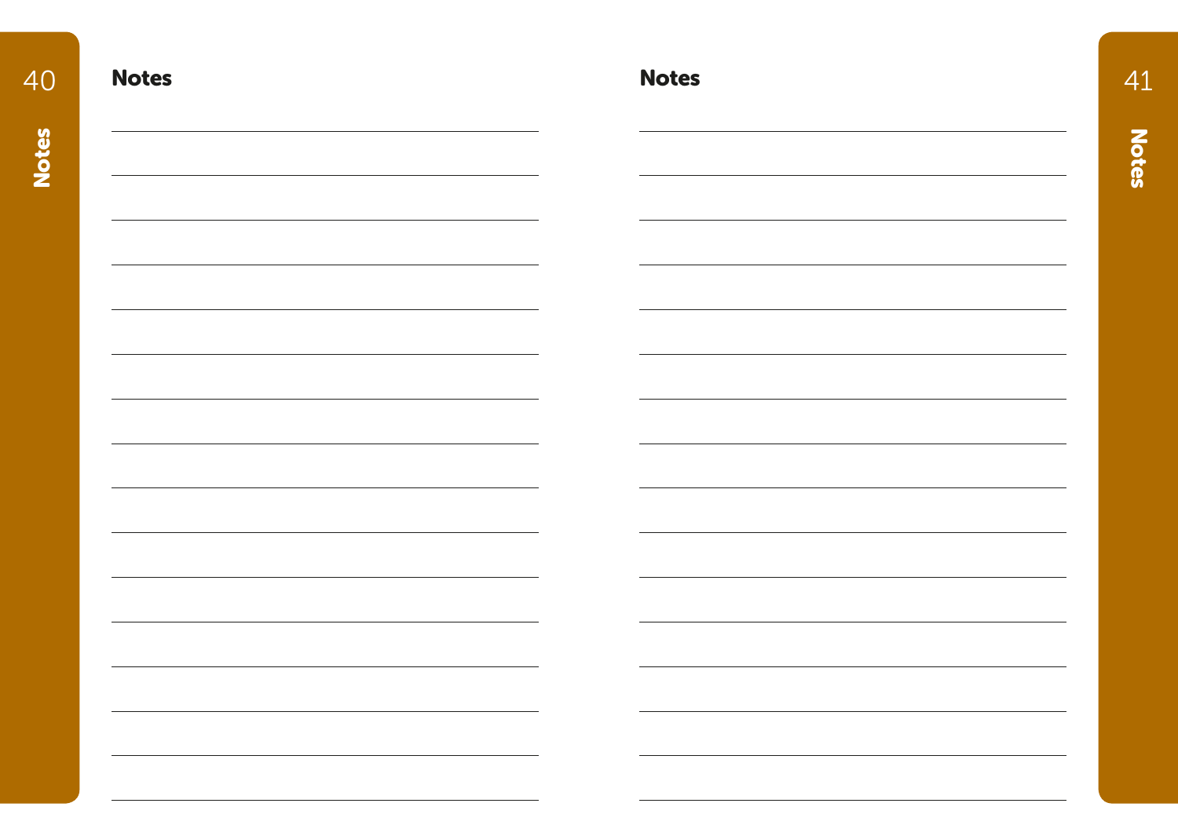## Notes

## Notes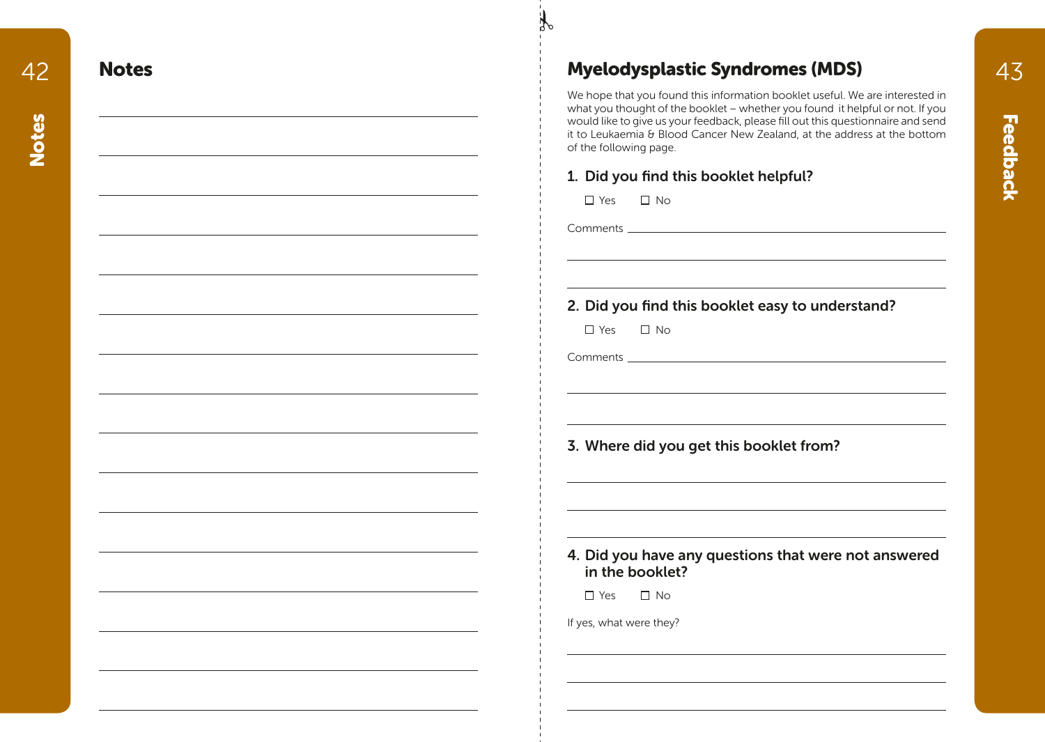## Notes

## Myelodysplastic Syndromes (MDS)

We hope that you found this information booklet useful. We are interested in what you thought of the booklet – whether you found it helpful or not. If you would like to give us your feedback, please fill out this questionnaire and send it to Leukaemia & Blood Cancer New Zealand, at the address at the bottom of the following page.

### 1. Did you find this booklet helpful?

☐ Yes ☐ No

Comments

### 2. Did you find this booklet easy to understand?

☐ Yes ☐ No

Comments

### 3. Where did you get this booklet from?

### 4. Did you have any questions that were not answered in the booklet?

☐ Yes ☐ No

If yes, what were they?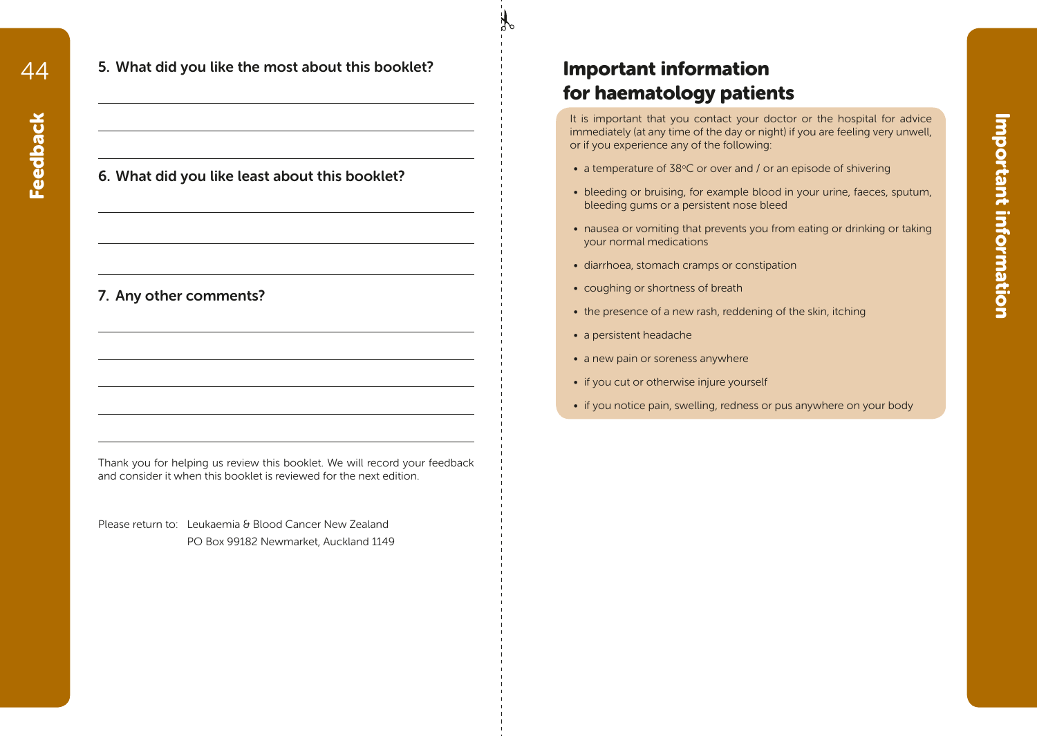5. What did you like the most about this booklet?

______________________________________________

______________________________________________

______________________________________________

6. What did you like least about this booklet?

______________________________________________

______________________________________________

______________________________________________

7. Any other comments?

______________________________________________

______________________________________________

______________________________________________

______________________________________________

______________________________________________

Thank you for helping us review this booklet. We will record your feedback and consider it when this booklet is reviewed for the next edition.

Please return to: Leukaemia & Blood Cancer New Zealand
PO Box 99182 Newmarket, Auckland 1149

# Important information for haematology patients

It is important that you contact your doctor or the hospital for advice immediately (at any time of the day or night) if you are feeling very unwell, or if you experience any of the following:

- a temperature of 38°C or over and / or an episode of shivering
- bleeding or bruising, for example blood in your urine, faeces, sputum, bleeding gums or a persistent nose bleed
- nausea or vomiting that prevents you from eating or drinking or taking your normal medications
- diarrhoea, stomach cramps or constipation
- coughing or shortness of breath
- the presence of a new rash, reddening of the skin, itching
- a persistent headache
- a new pain or soreness anywhere
- if you cut or otherwise injure yourself
- if you notice pain, swelling, redness or pus anywhere on your body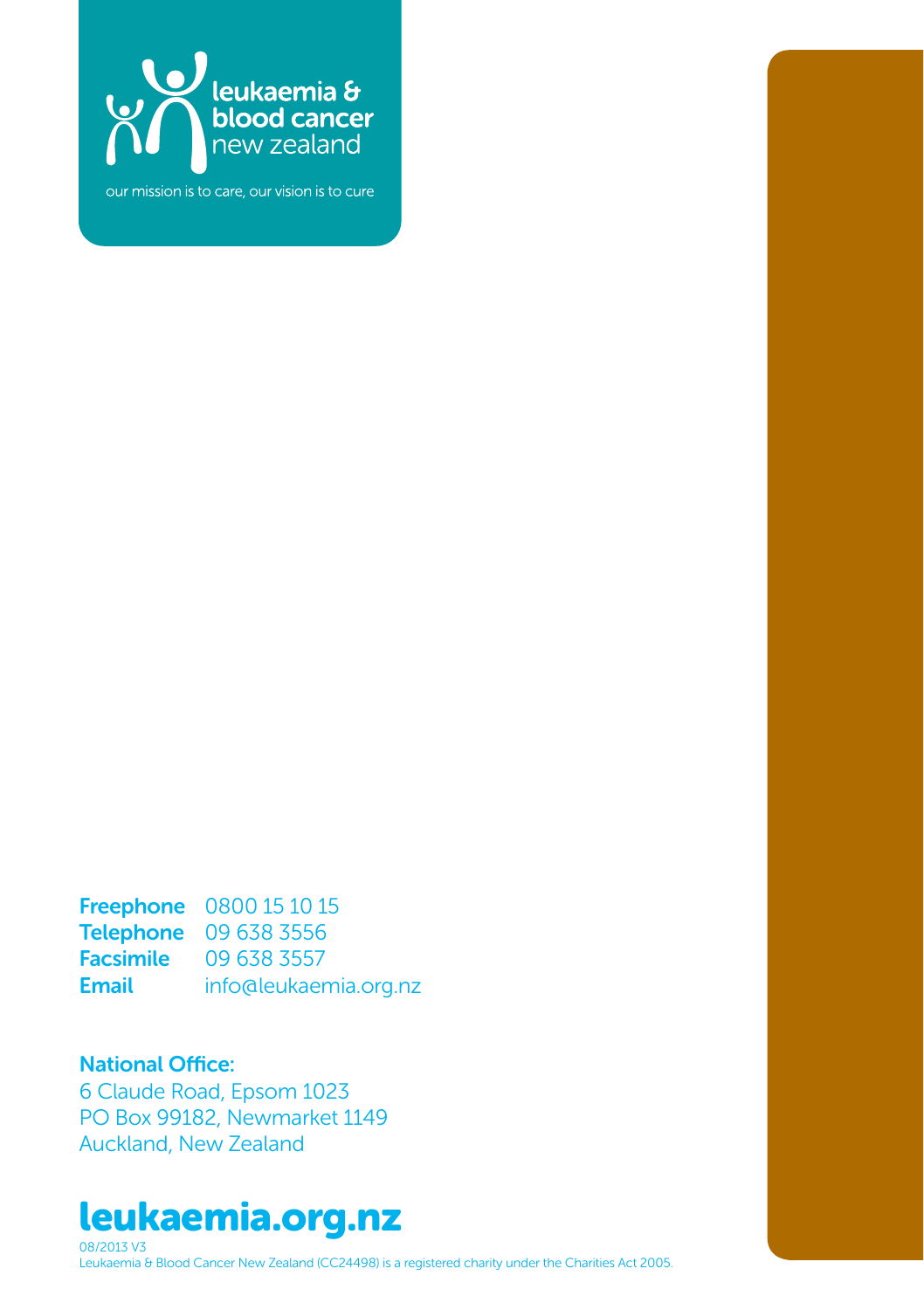leukaemia & blood cancer new zealand

our mission is to care, our vision is to cure

| | |
|---|---|
| **Freephone** | 0800 15 10 15 |
| **Telephone** | 09 638 3556 |
| **Facsimile** | 09 638 3557 |
| **Email** | info@leukaemia.org.nz |

**National Office:**
6 Claude Road, Epsom 1023
PO Box 99182, Newmarket 1149
Auckland, New Zealand

# leukaemia.org.nz

08/2013 V3
Leukaemia & Blood Cancer New Zealand (CC24498) is a registered charity under the Charities Act 2005.